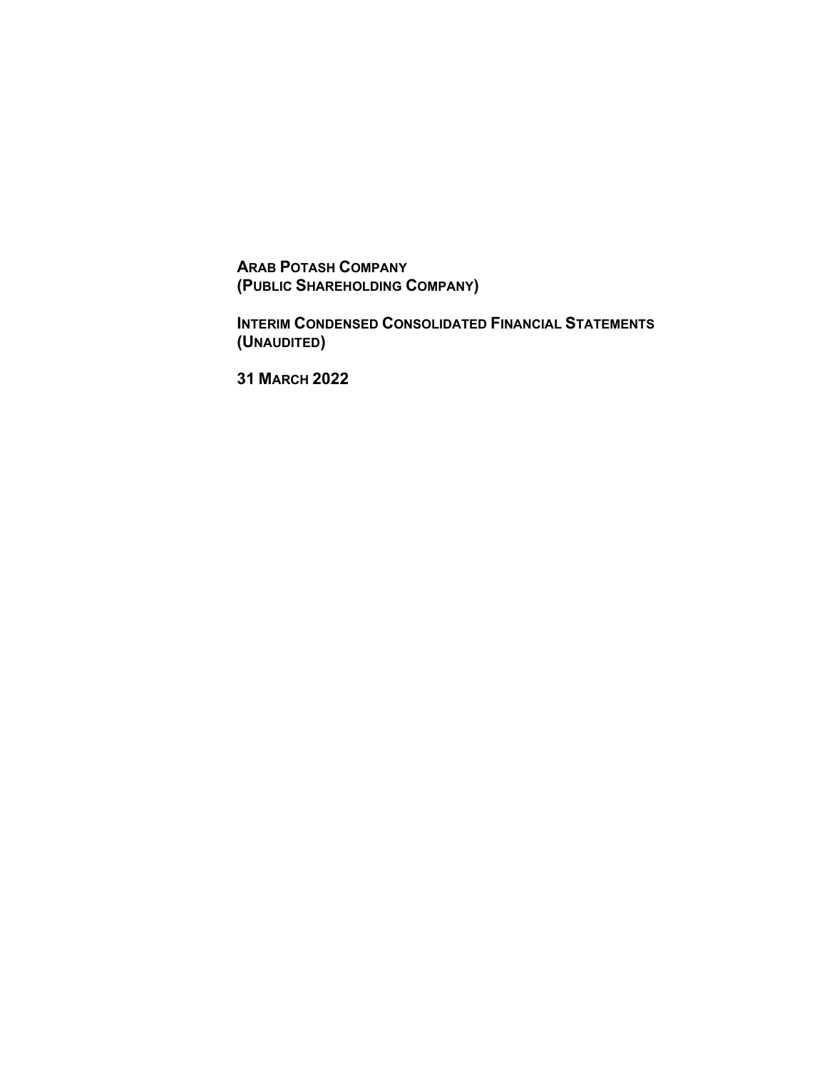**ARAB POTASH COMPANY**
**(PUBLIC SHAREHOLDING COMPANY)**

**INTERIM CONDENSED CONSOLIDATED FINANCIAL STATEMENTS**
**(UNAUDITED)**

**31 MARCH 2022**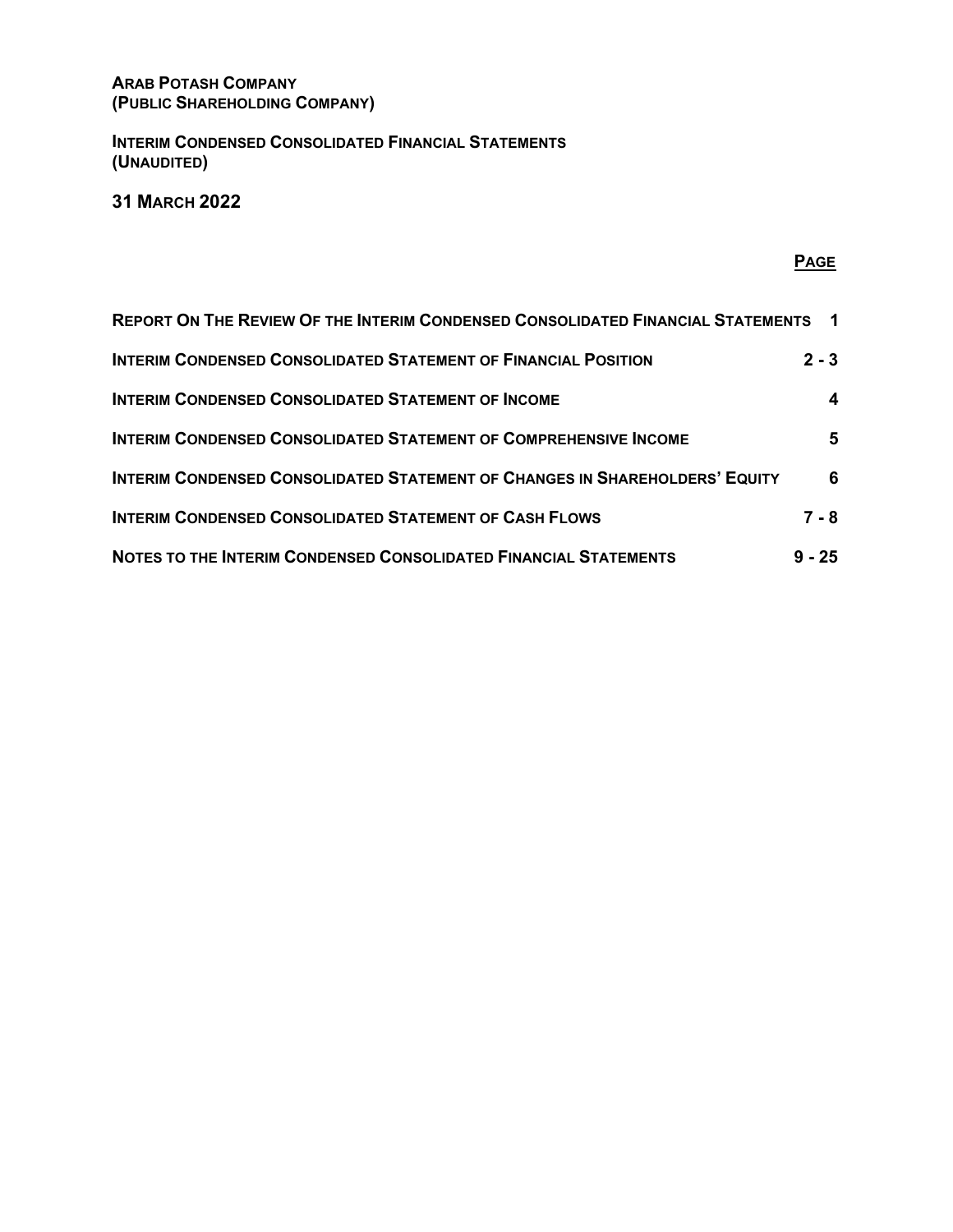**ARAB POTASH COMPANY**
**(PUBLIC SHAREHOLDING COMPANY)**

**INTERIM CONDENSED CONSOLIDATED FINANCIAL STATEMENTS**
**(UNAUDITED)**

**31 MARCH 2022**

| | **PAGE** |
|---|---|
| **REPORT ON THE REVIEW OF THE INTERIM CONDENSED CONSOLIDATED FINANCIAL STATEMENTS** | **1** |
| **INTERIM CONDENSED CONSOLIDATED STATEMENT OF FINANCIAL POSITION** | **2 - 3** |
| **INTERIM CONDENSED CONSOLIDATED STATEMENT OF INCOME** | **4** |
| **INTERIM CONDENSED CONSOLIDATED STATEMENT OF COMPREHENSIVE INCOME** | **5** |
| **INTERIM CONDENSED CONSOLIDATED STATEMENT OF CHANGES IN SHAREHOLDERS' EQUITY** | **6** |
| **INTERIM CONDENSED CONSOLIDATED STATEMENT OF CASH FLOWS** | **7 - 8** |
| **NOTES TO THE INTERIM CONDENSED CONSOLIDATED FINANCIAL STATEMENTS** | **9 - 25** |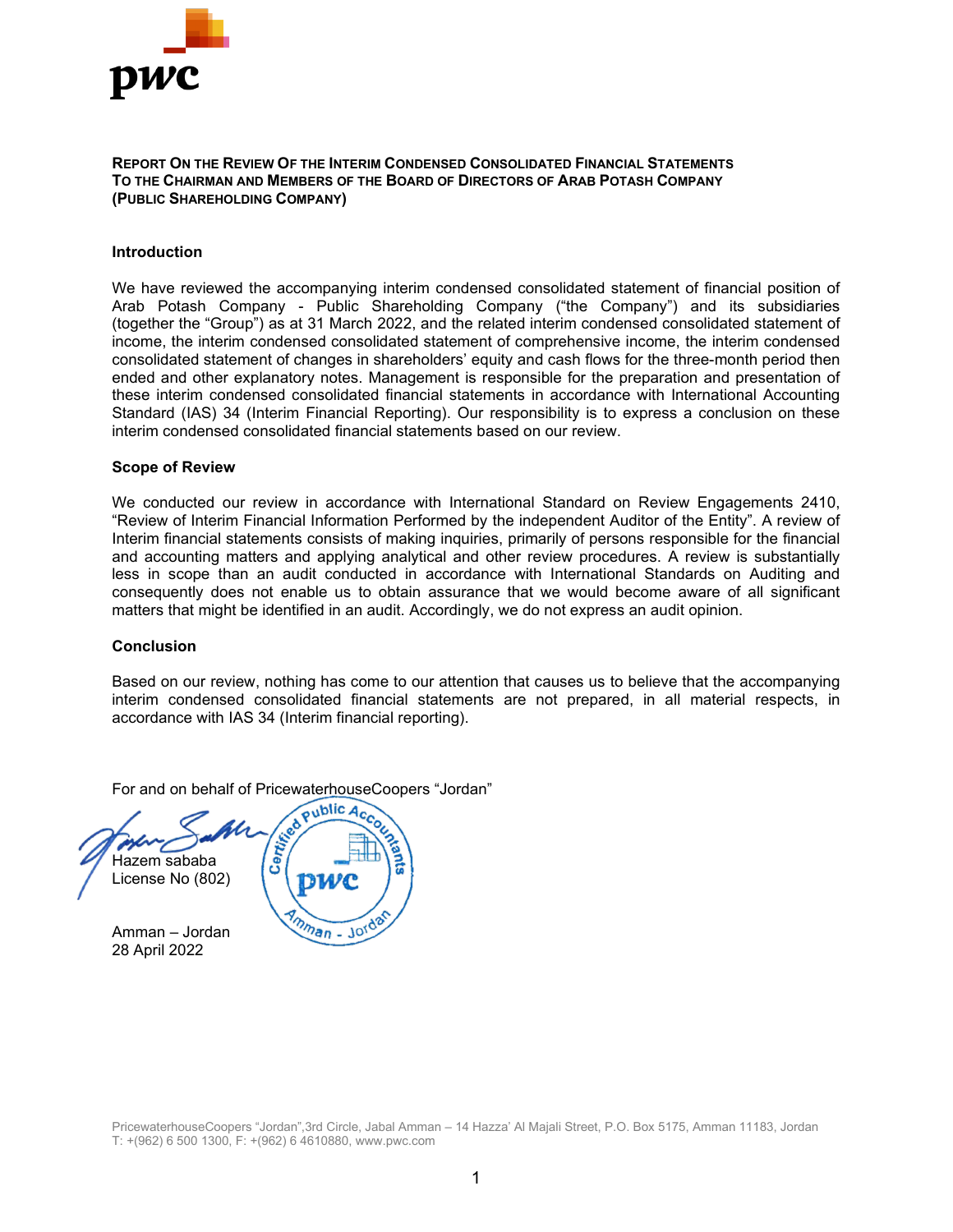**REPORT ON THE REVIEW OF THE INTERIM CONDENSED CONSOLIDATED FINANCIAL STATEMENTS TO THE CHAIRMAN AND MEMBERS OF THE BOARD OF DIRECTORS OF ARAB POTASH COMPANY (PUBLIC SHAREHOLDING COMPANY)**

**Introduction**

We have reviewed the accompanying interim condensed consolidated statement of financial position of Arab Potash Company - Public Shareholding Company ("the Company") and its subsidiaries (together the "Group") as at 31 March 2022, and the related interim condensed consolidated statement of income, the interim condensed consolidated statement of comprehensive income, the interim condensed consolidated statement of changes in shareholders' equity and cash flows for the three-month period then ended and other explanatory notes. Management is responsible for the preparation and presentation of these interim condensed consolidated financial statements in accordance with International Accounting Standard (IAS) 34 (Interim Financial Reporting). Our responsibility is to express a conclusion on these interim condensed consolidated financial statements based on our review.

**Scope of Review**

We conducted our review in accordance with International Standard on Review Engagements 2410, "Review of Interim Financial Information Performed by the independent Auditor of the Entity". A review of Interim financial statements consists of making inquiries, primarily of persons responsible for the financial and accounting matters and applying analytical and other review procedures. A review is substantially less in scope than an audit conducted in accordance with International Standards on Auditing and consequently does not enable us to obtain assurance that we would become aware of all significant matters that might be identified in an audit. Accordingly, we do not express an audit opinion.

**Conclusion**

Based on our review, nothing has come to our attention that causes us to believe that the accompanying interim condensed consolidated financial statements are not prepared, in all material respects, in accordance with IAS 34 (Interim financial reporting).

For and on behalf of PricewaterhouseCoopers "Jordan"

Hazem sababa
License No (802)

Amman – Jordan
28 April 2022

PricewaterhouseCoopers "Jordan",3rd Circle, Jabal Amman – 14 Hazza' Al Majali Street, P.O. Box 5175, Amman 11183, Jordan
T: +(962) 6 500 1300, F: +(962) 6 4610880, www.pwc.com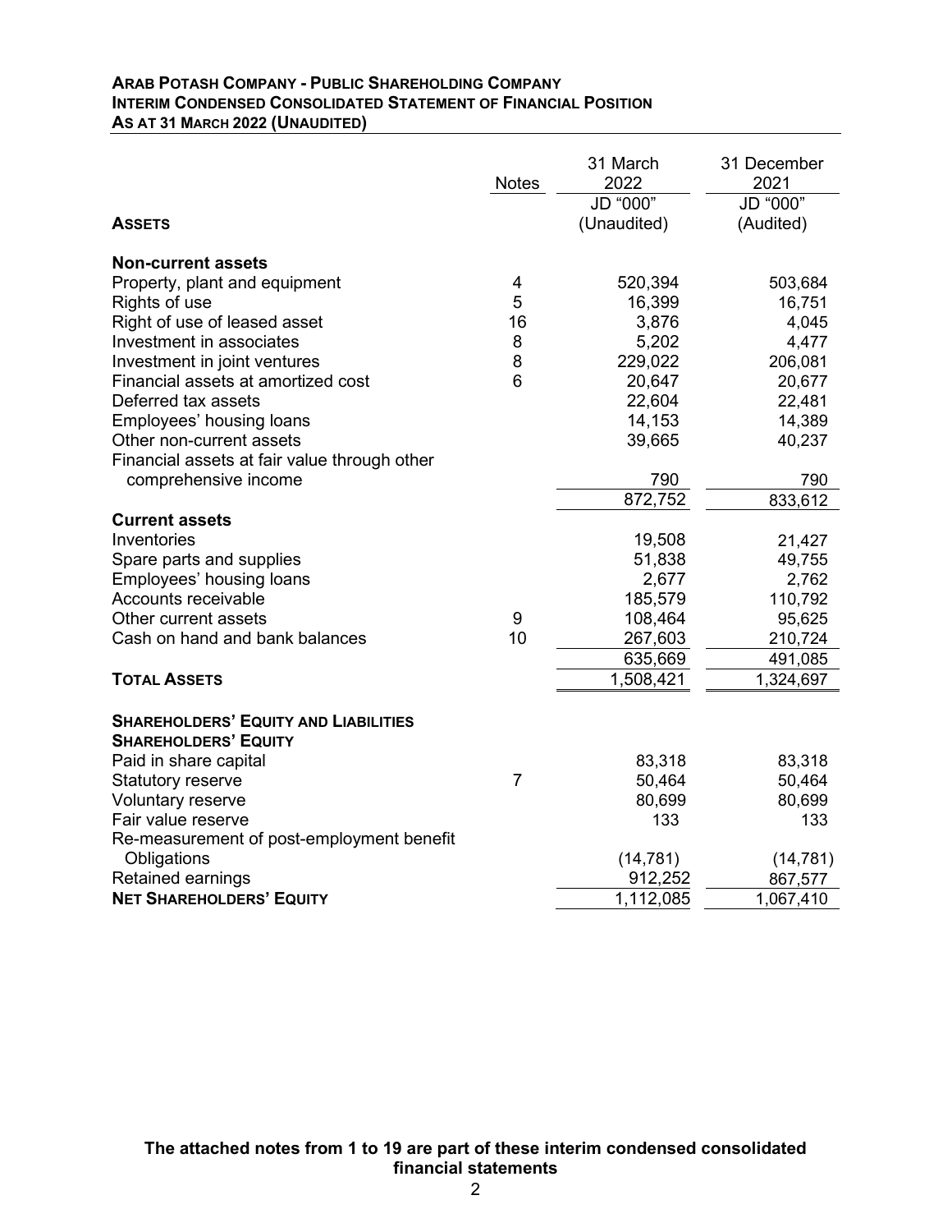**ARAB POTASH COMPANY - PUBLIC SHAREHOLDING COMPANY**
**INTERIM CONDENSED CONSOLIDATED STATEMENT OF FINANCIAL POSITION**
**AS AT 31 MARCH 2022 (UNAUDITED)**

| | Notes | 31 March 2022 | 31 December 2021 |
|---|---|---|---|
| | | JD "000" | JD "000" |
| **ASSETS** | | (Unaudited) | (Audited) |
| **Non-current assets** | | | |
| Property, plant and equipment | 4 | 520,394 | 503,684 |
| Rights of use | 5 | 16,399 | 16,751 |
| Right of use of leased asset | 16 | 3,876 | 4,045 |
| Investment in associates | 8 | 5,202 | 4,477 |
| Investment in joint ventures | 8 | 229,022 | 206,081 |
| Financial assets at amortized cost | 6 | 20,647 | 20,677 |
| Deferred tax assets | | 22,604 | 22,481 |
| Employees' housing loans | | 14,153 | 14,389 |
| Other non-current assets | | 39,665 | 40,237 |
| Financial assets at fair value through other comprehensive income | | 790 | 790 |
| | | 872,752 | 833,612 |
| **Current assets** | | | |
| Inventories | | 19,508 | 21,427 |
| Spare parts and supplies | | 51,838 | 49,755 |
| Employees' housing loans | | 2,677 | 2,762 |
| Accounts receivable | | 185,579 | 110,792 |
| Other current assets | 9 | 108,464 | 95,625 |
| Cash on hand and bank balances | 10 | 267,603 | 210,724 |
| | | 635,669 | 491,085 |
| **TOTAL ASSETS** | | 1,508,421 | 1,324,697 |
| **SHAREHOLDERS' EQUITY AND LIABILITIES** | | | |
| **SHAREHOLDERS' EQUITY** | | | |
| Paid in share capital | | 83,318 | 83,318 |
| Statutory reserve | 7 | 50,464 | 50,464 |
| Voluntary reserve | | 80,699 | 80,699 |
| Fair value reserve | | 133 | 133 |
| Re-measurement of post-employment benefit Obligations | | (14,781) | (14,781) |
| Retained earnings | | 912,252 | 867,577 |
| **NET SHAREHOLDERS' EQUITY** | | 1,112,085 | 1,067,410 |

**The attached notes from 1 to 19 are part of these interim condensed consolidated financial statements**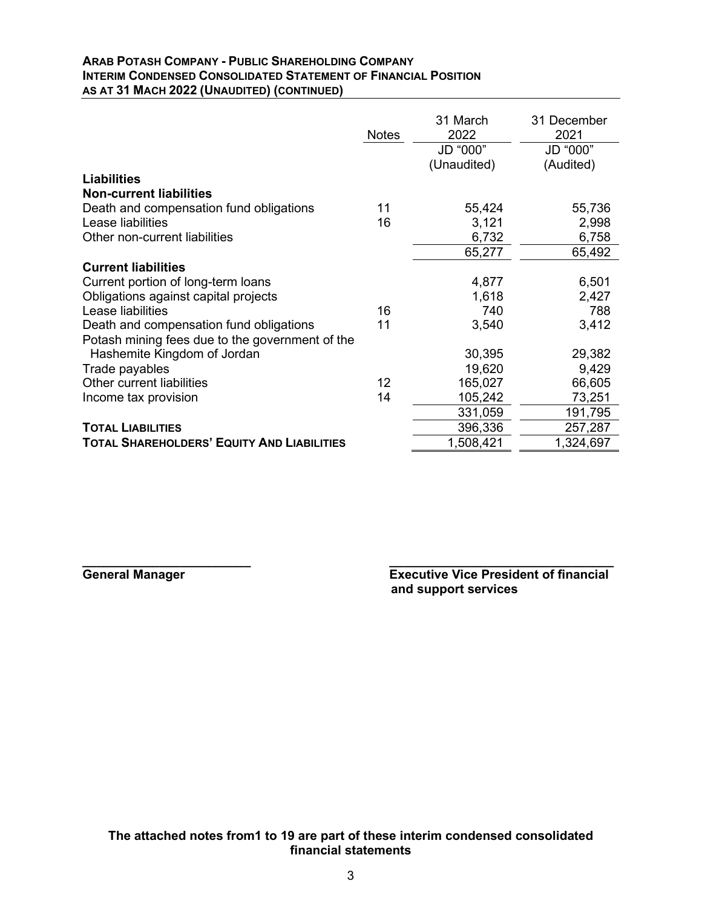**ARAB POTASH COMPANY - PUBLIC SHAREHOLDING COMPANY**
**INTERIM CONDENSED CONSOLIDATED STATEMENT OF FINANCIAL POSITION**
**AS AT 31 MACH 2022 (UNAUDITED) (CONTINUED)**

| | Notes | 31 March 2022 | 31 December 2021 |
|---|---|---|---|
| | | JD "000" (Unaudited) | JD "000" (Audited) |
| **Liabilities** | | | |
| **Non-current liabilities** | | | |
| Death and compensation fund obligations | 11 | 55,424 | 55,736 |
| Lease liabilities | 16 | 3,121 | 2,998 |
| Other non-current liabilities | | 6,732 | 6,758 |
| | | 65,277 | 65,492 |
| **Current liabilities** | | | |
| Current portion of long-term loans | | 4,877 | 6,501 |
| Obligations against capital projects | | 1,618 | 2,427 |
| Lease liabilities | 16 | 740 | 788 |
| Death and compensation fund obligations | 11 | 3,540 | 3,412 |
| Potash mining fees due to the government of the Hashemite Kingdom of Jordan | | 30,395 | 29,382 |
| Trade payables | | 19,620 | 9,429 |
| Other current liabilities | 12 | 165,027 | 66,605 |
| Income tax provision | 14 | 105,242 | 73,251 |
| | | 331,059 | 191,795 |
| **TOTAL LIABILITIES** | | 396,336 | 257,287 |
| **TOTAL SHAREHOLDERS' EQUITY AND LIABILITIES** | | 1,508,421 | 1,324,697 |

**General Manager**

**Executive Vice President of financial and support services**

**The attached notes from1 to 19 are part of these interim condensed consolidated financial statements**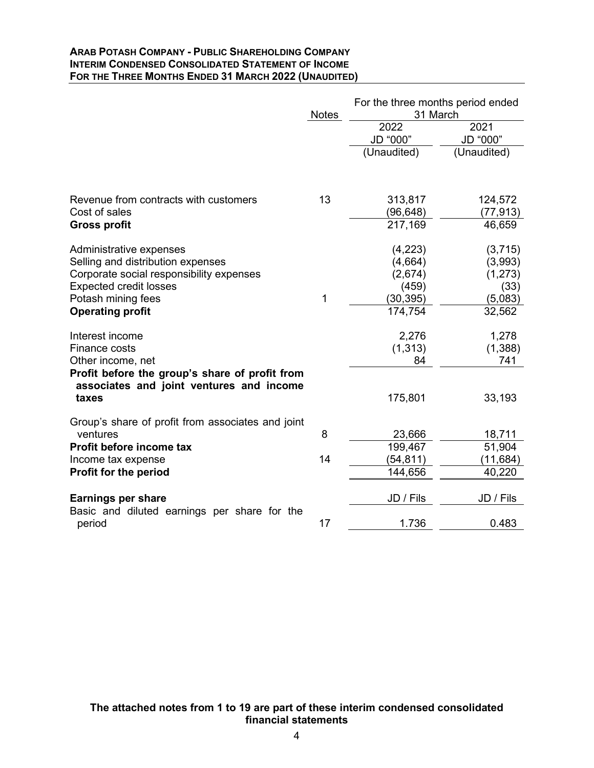**ARAB POTASH COMPANY - PUBLIC SHAREHOLDING COMPANY**
**INTERIM CONDENSED CONSOLIDATED STATEMENT OF INCOME**
**FOR THE THREE MONTHS ENDED 31 MARCH 2022 (UNAUDITED)**

| | Notes | For the three months period ended 31 March | |
|---|---|---|---|
| | | 2022 | 2021 |
| | | JD "000" | JD "000" |
| | | (Unaudited) | (Unaudited) |
| Revenue from contracts with customers | 13 | 313,817 | 124,572 |
| Cost of sales | | (96,648) | (77,913) |
| **Gross profit** | | 217,169 | 46,659 |
| Administrative expenses | | (4,223) | (3,715) |
| Selling and distribution expenses | | (4,664) | (3,993) |
| Corporate social responsibility expenses | | (2,674) | (1,273) |
| Expected credit losses | | (459) | (33) |
| Potash mining fees | 1 | (30,395) | (5,083) |
| **Operating profit** | | 174,754 | 32,562 |
| Interest income | | 2,276 | 1,278 |
| Finance costs | | (1,313) | (1,388) |
| Other income, net | | 84 | 741 |
| **Profit before the group's share of profit from associates and joint ventures and income taxes** | | 175,801 | 33,193 |
| Group's share of profit from associates and joint ventures | 8 | 23,666 | 18,711 |
| **Profit before income tax** | | 199,467 | 51,904 |
| Income tax expense | 14 | (54,811) | (11,684) |
| **Profit for the period** | | 144,656 | 40,220 |
| **Earnings per share** | | JD / Fils | JD / Fils |
| Basic and diluted earnings per share for the period | 17 | 1.736 | 0.483 |

**The attached notes from 1 to 19 are part of these interim condensed consolidated financial statements**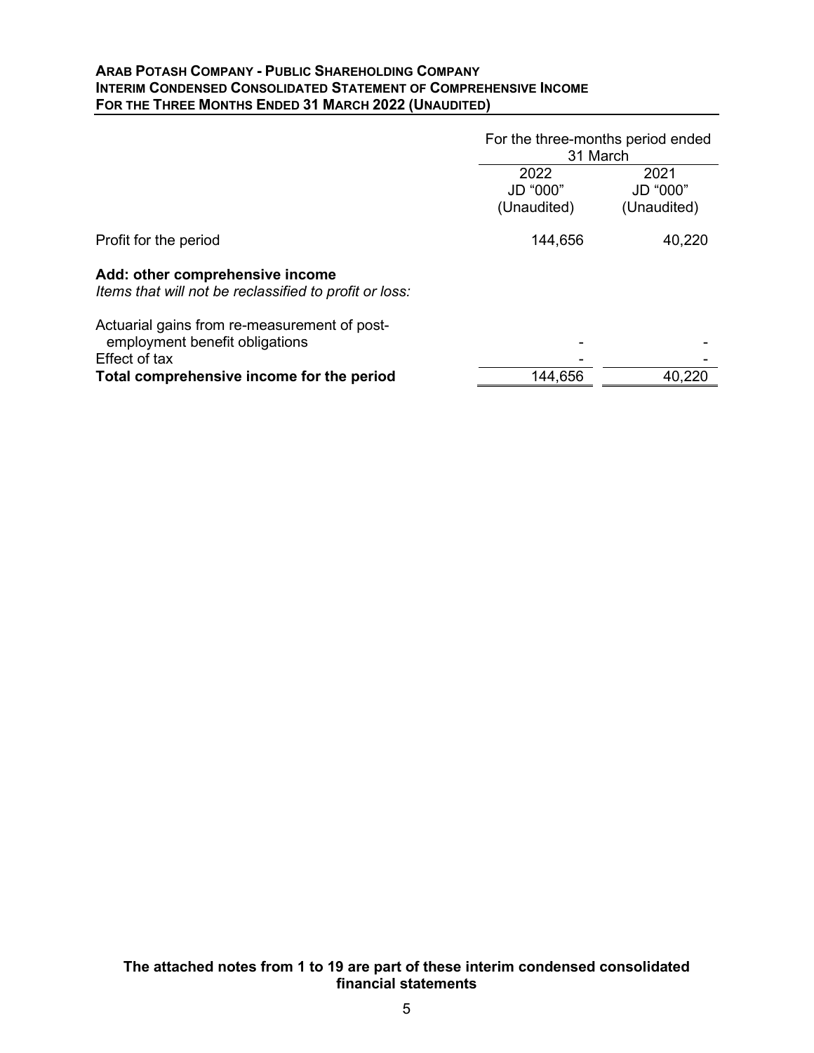**ARAB POTASH COMPANY - PUBLIC SHAREHOLDING COMPANY**
**INTERIM CONDENSED CONSOLIDATED STATEMENT OF COMPREHENSIVE INCOME**
**FOR THE THREE MONTHS ENDED 31 MARCH 2022 (UNAUDITED)**

| | For the three-months period ended 31 March | |
|---|---|---|
| | 2022<br>JD "000"<br>(Unaudited) | 2021<br>JD "000"<br>(Unaudited) |
| Profit for the period | 144,656 | 40,220 |
| **Add: other comprehensive income** | | |
| *Items that will not be reclassified to profit or loss:* | | |
| Actuarial gains from re-measurement of post-employment benefit obligations | - | - |
| Effect of tax | - | - |
| **Total comprehensive income for the period** | 144,656 | 40,220 |

**The attached notes from 1 to 19 are part of these interim condensed consolidated financial statements**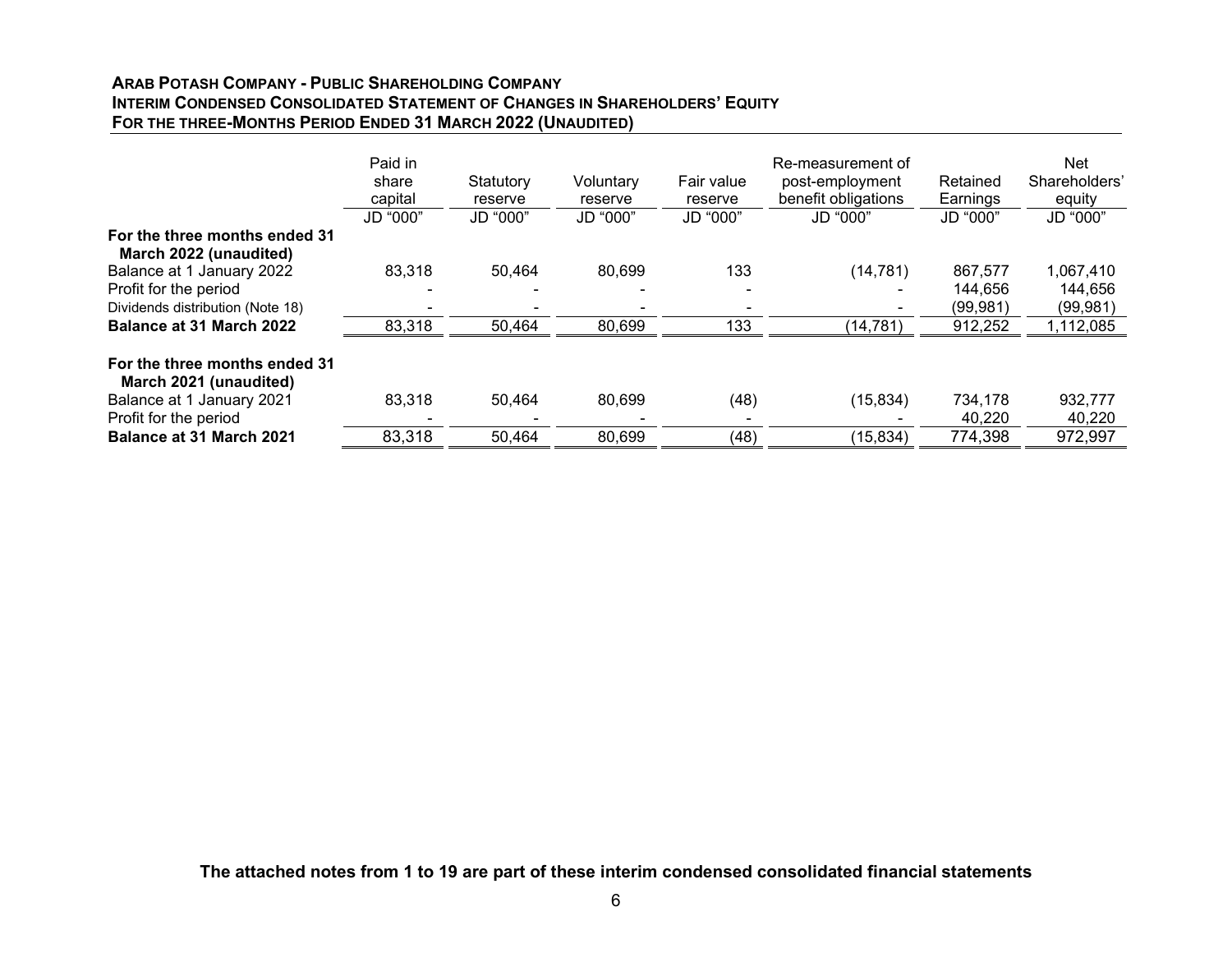**ARAB POTASH COMPANY - PUBLIC SHAREHOLDING COMPANY**
**INTERIM CONDENSED CONSOLIDATED STATEMENT OF CHANGES IN SHAREHOLDERS' EQUITY**
**FOR THE THREE-MONTHS PERIOD ENDED 31 MARCH 2022 (UNAUDITED)**

| | Paid in share capital | Statutory reserve | Voluntary reserve | Fair value reserve | Re-measurement of post-employment benefit obligations | Retained Earnings | Net Shareholders' equity |
|---|---|---|---|---|---|---|---|
| | JD "000" | JD "000" | JD "000" | JD "000" | JD "000" | JD "000" | JD "000" |
| **For the three months ended 31 March 2022 (unaudited)** | | | | | | | |
| Balance at 1 January 2022 | 83,318 | 50,464 | 80,699 | 133 | (14,781) | 867,577 | 1,067,410 |
| Profit for the period | - | - | - | - | - | 144,656 | 144,656 |
| Dividends distribution (Note 18) | - | - | - | - | - | (99,981) | (99,981) |
| **Balance at 31 March 2022** | 83,318 | 50,464 | 80,699 | 133 | (14,781) | 912,252 | 1,112,085 |
| **For the three months ended 31 March 2021 (unaudited)** | | | | | | | |
| Balance at 1 January 2021 | 83,318 | 50,464 | 80,699 | (48) | (15,834) | 734,178 | 932,777 |
| Profit for the period | - | - | - | - | - | 40,220 | 40,220 |
| **Balance at 31 March 2021** | 83,318 | 50,464 | 80,699 | (48) | (15,834) | 774,398 | 972,997 |

**The attached notes from 1 to 19 are part of these interim condensed consolidated financial statements**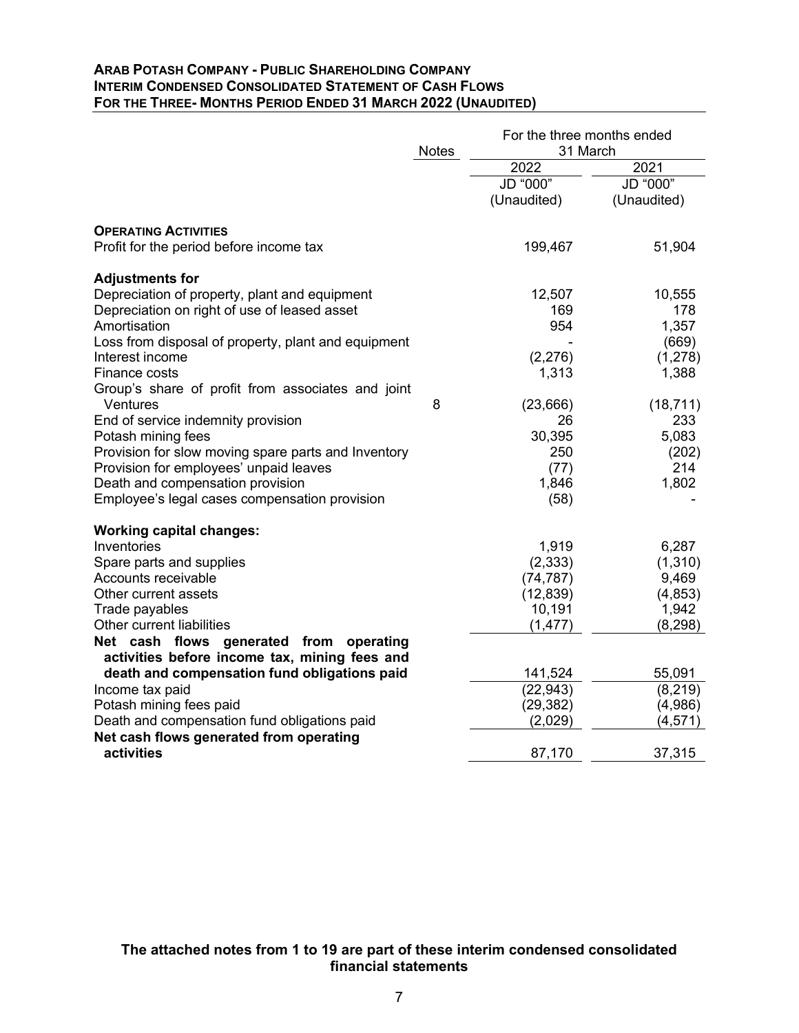**ARAB POTASH COMPANY - PUBLIC SHAREHOLDING COMPANY**
**INTERIM CONDENSED CONSOLIDATED STATEMENT OF CASH FLOWS**
**FOR THE THREE- MONTHS PERIOD ENDED 31 MARCH 2022 (UNAUDITED)**

| | Notes | For the three months ended 31 March | |
|---|---|---|---|
| | | 2022 | 2021 |
| | | JD "000" (Unaudited) | JD "000" (Unaudited) |
| **OPERATING ACTIVITIES** | | | |
| Profit for the period before income tax | | 199,467 | 51,904 |
| **Adjustments for** | | | |
| Depreciation of property, plant and equipment | | 12,507 | 10,555 |
| Depreciation on right of use of leased asset | | 169 | 178 |
| Amortisation | | 954 | 1,357 |
| Loss from disposal of property, plant and equipment | | - | (669) |
| Interest income | | (2,276) | (1,278) |
| Finance costs | | 1,313 | 1,388 |
| Group's share of profit from associates and joint Ventures | 8 | (23,666) | (18,711) |
| End of service indemnity provision | | 26 | 233 |
| Potash mining fees | | 30,395 | 5,083 |
| Provision for slow moving spare parts and Inventory | | 250 | (202) |
| Provision for employees' unpaid leaves | | (77) | 214 |
| Death and compensation provision | | 1,846 | 1,802 |
| Employee's legal cases compensation provision | | (58) | - |
| **Working capital changes:** | | | |
| Inventories | | 1,919 | 6,287 |
| Spare parts and supplies | | (2,333) | (1,310) |
| Accounts receivable | | (74,787) | 9,469 |
| Other current assets | | (12,839) | (4,853) |
| Trade payables | | 10,191 | 1,942 |
| Other current liabilities | | (1,477) | (8,298) |
| **Net cash flows generated from operating activities before income tax, mining fees and death and compensation fund obligations paid** | | 141,524 | 55,091 |
| Income tax paid | | (22,943) | (8,219) |
| Potash mining fees paid | | (29,382) | (4,986) |
| Death and compensation fund obligations paid | | (2,029) | (4,571) |
| **Net cash flows generated from operating activities** | | 87,170 | 37,315 |

**The attached notes from 1 to 19 are part of these interim condensed consolidated financial statements**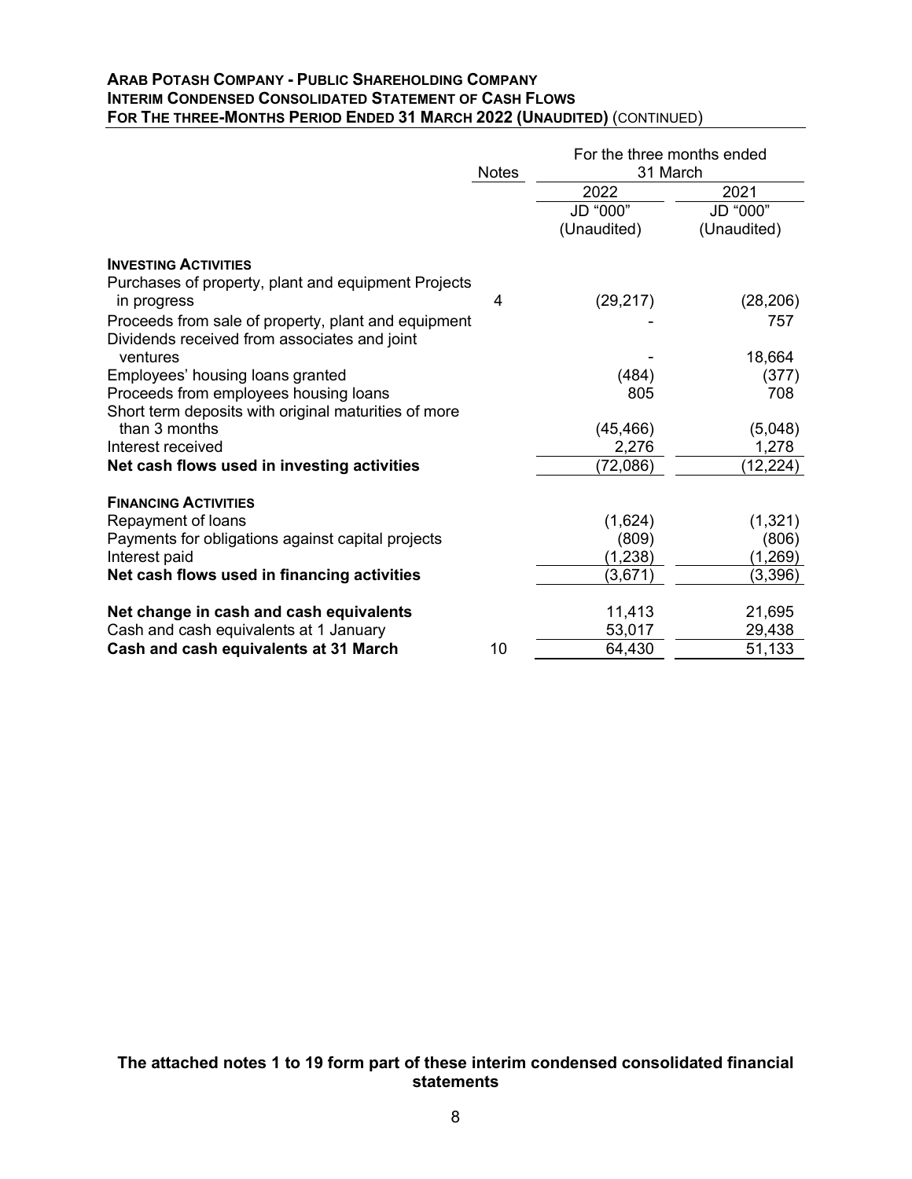**ARAB POTASH COMPANY - PUBLIC SHAREHOLDING COMPANY**
**INTERIM CONDENSED CONSOLIDATED STATEMENT OF CASH FLOWS**
**FOR THE THREE-MONTHS PERIOD ENDED 31 MARCH 2022 (UNAUDITED)** (CONTINUED)

| | Notes | For the three months ended 31 March | |
|---|---|---|---|
| | | 2022 | 2021 |
| | | JD "000" (Unaudited) | JD "000" (Unaudited) |
| **INVESTING ACTIVITIES** | | | |
| Purchases of property, plant and equipment Projects in progress | 4 | (29,217) | (28,206) |
| Proceeds from sale of property, plant and equipment | | - | 757 |
| Dividends received from associates and joint ventures | | - | 18,664 |
| Employees' housing loans granted | | (484) | (377) |
| Proceeds from employees housing loans | | 805 | 708 |
| Short term deposits with original maturities of more than 3 months | | (45,466) | (5,048) |
| Interest received | | 2,276 | 1,278 |
| **Net cash flows used in investing activities** | | (72,086) | (12,224) |
| **FINANCING ACTIVITIES** | | | |
| Repayment of loans | | (1,624) | (1,321) |
| Payments for obligations against capital projects | | (809) | (806) |
| Interest paid | | (1,238) | (1,269) |
| **Net cash flows used in financing activities** | | (3,671) | (3,396) |
| **Net change in cash and cash equivalents** | | 11,413 | 21,695 |
| Cash and cash equivalents at 1 January | | 53,017 | 29,438 |
| **Cash and cash equivalents at 31 March** | 10 | 64,430 | 51,133 |

**The attached notes 1 to 19 form part of these interim condensed consolidated financial statements**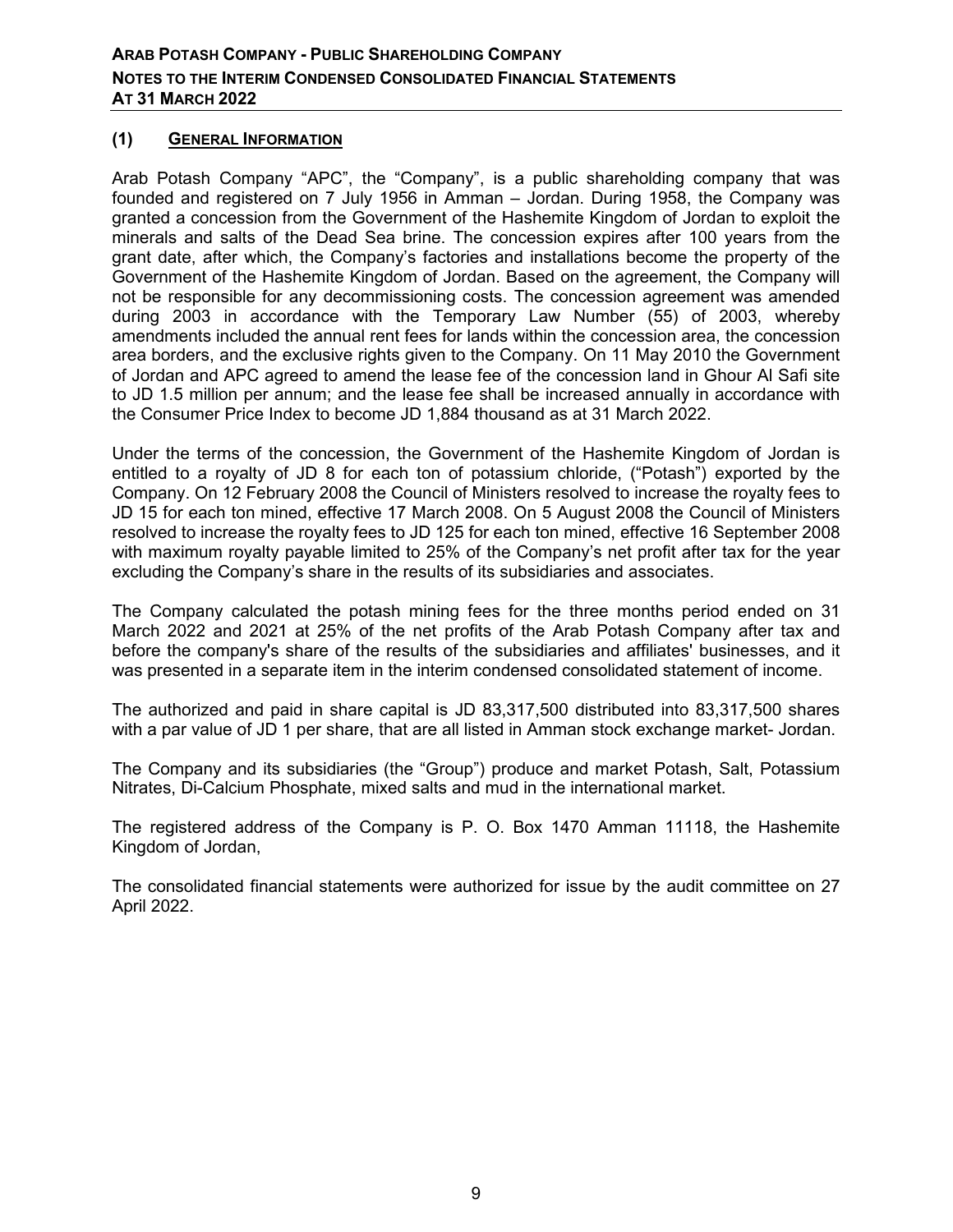## (1) GENERAL INFORMATION

Arab Potash Company "APC", the "Company", is a public shareholding company that was founded and registered on 7 July 1956 in Amman – Jordan. During 1958, the Company was granted a concession from the Government of the Hashemite Kingdom of Jordan to exploit the minerals and salts of the Dead Sea brine. The concession expires after 100 years from the grant date, after which, the Company's factories and installations become the property of the Government of the Hashemite Kingdom of Jordan. Based on the agreement, the Company will not be responsible for any decommissioning costs. The concession agreement was amended during 2003 in accordance with the Temporary Law Number (55) of 2003, whereby amendments included the annual rent fees for lands within the concession area, the concession area borders, and the exclusive rights given to the Company. On 11 May 2010 the Government of Jordan and APC agreed to amend the lease fee of the concession land in Ghour Al Safi site to JD 1.5 million per annum; and the lease fee shall be increased annually in accordance with the Consumer Price Index to become JD 1,884 thousand as at 31 March 2022.

Under the terms of the concession, the Government of the Hashemite Kingdom of Jordan is entitled to a royalty of JD 8 for each ton of potassium chloride, ("Potash") exported by the Company. On 12 February 2008 the Council of Ministers resolved to increase the royalty fees to JD 15 for each ton mined, effective 17 March 2008. On 5 August 2008 the Council of Ministers resolved to increase the royalty fees to JD 125 for each ton mined, effective 16 September 2008 with maximum royalty payable limited to 25% of the Company's net profit after tax for the year excluding the Company's share in the results of its subsidiaries and associates.

The Company calculated the potash mining fees for the three months period ended on 31 March 2022 and 2021 at 25% of the net profits of the Arab Potash Company after tax and before the company's share of the results of the subsidiaries and affiliates' businesses, and it was presented in a separate item in the interim condensed consolidated statement of income.

The authorized and paid in share capital is JD 83,317,500 distributed into 83,317,500 shares with a par value of JD 1 per share, that are all listed in Amman stock exchange market- Jordan.

The Company and its subsidiaries (the "Group") produce and market Potash, Salt, Potassium Nitrates, Di-Calcium Phosphate, mixed salts and mud in the international market.

The registered address of the Company is P. O. Box 1470 Amman 11118, the Hashemite Kingdom of Jordan,

The consolidated financial statements were authorized for issue by the audit committee on 27 April 2022.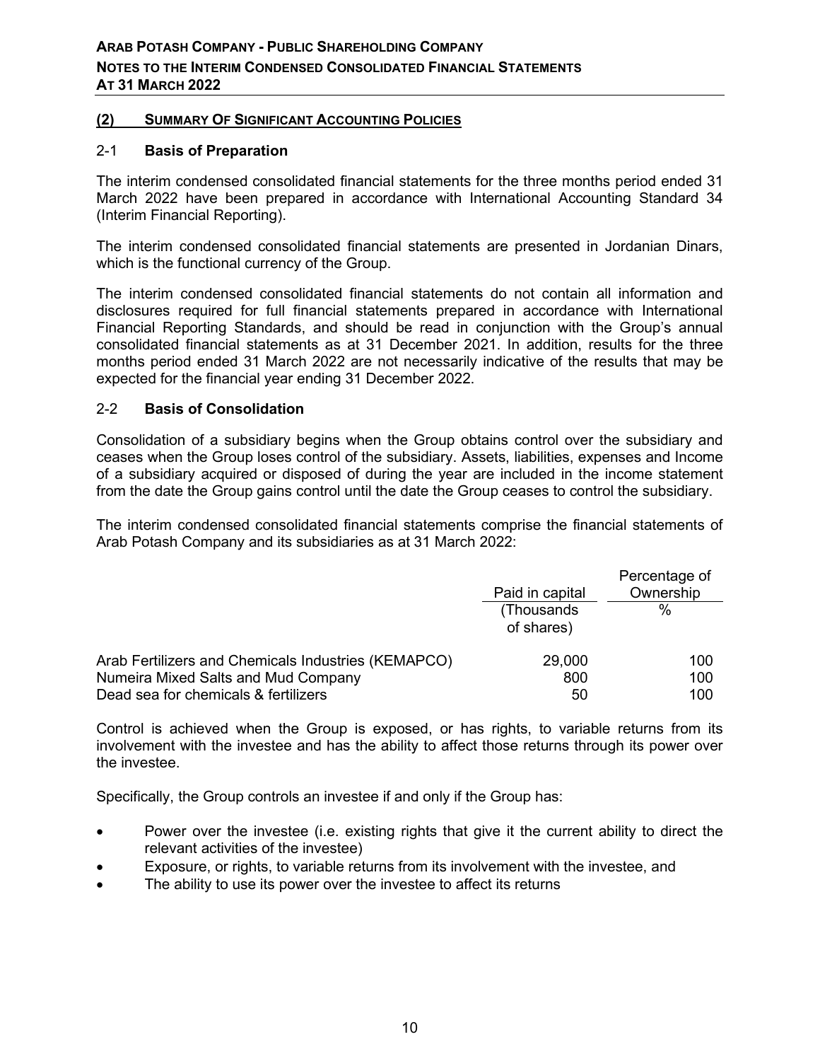## (2) Summary Of Significant Accounting Policies

### 2-1 Basis of Preparation

The interim condensed consolidated financial statements for the three months period ended 31 March 2022 have been prepared in accordance with International Accounting Standard 34 (Interim Financial Reporting).

The interim condensed consolidated financial statements are presented in Jordanian Dinars, which is the functional currency of the Group.

The interim condensed consolidated financial statements do not contain all information and disclosures required for full financial statements prepared in accordance with International Financial Reporting Standards, and should be read in conjunction with the Group's annual consolidated financial statements as at 31 December 2021. In addition, results for the three months period ended 31 March 2022 are not necessarily indicative of the results that may be expected for the financial year ending 31 December 2022.

### 2-2 Basis of Consolidation

Consolidation of a subsidiary begins when the Group obtains control over the subsidiary and ceases when the Group loses control of the subsidiary. Assets, liabilities, expenses and Income of a subsidiary acquired or disposed of during the year are included in the income statement from the date the Group gains control until the date the Group ceases to control the subsidiary.

The interim condensed consolidated financial statements comprise the financial statements of Arab Potash Company and its subsidiaries as at 31 March 2022:

| | Paid in capital | Percentage of Ownership |
|---|---|---|
| | (Thousands of shares) | % |
| Arab Fertilizers and Chemicals Industries (KEMAPCO) | 29,000 | 100 |
| Numeira Mixed Salts and Mud Company | 800 | 100 |
| Dead sea for chemicals & fertilizers | 50 | 100 |

Control is achieved when the Group is exposed, or has rights, to variable returns from its involvement with the investee and has the ability to affect those returns through its power over the investee.

Specifically, the Group controls an investee if and only if the Group has:

- Power over the investee (i.e. existing rights that give it the current ability to direct the relevant activities of the investee)
- Exposure, or rights, to variable returns from its involvement with the investee, and
- The ability to use its power over the investee to affect its returns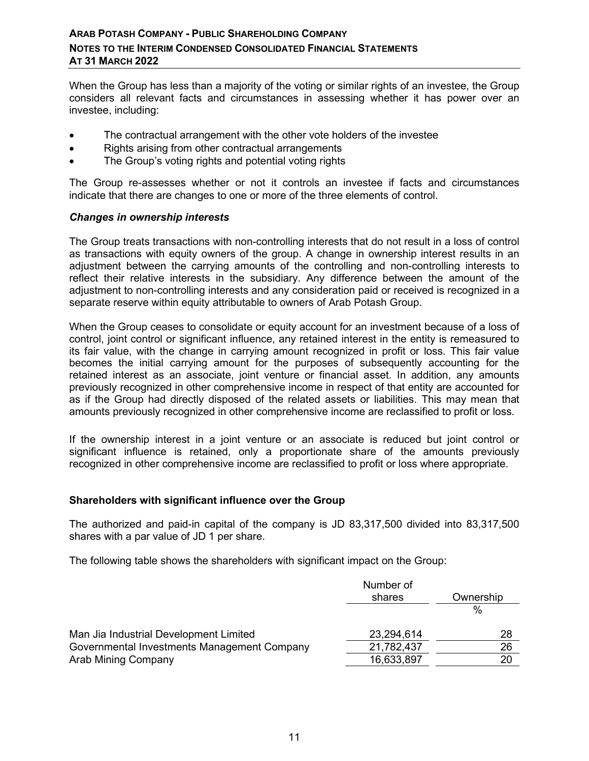When the Group has less than a majority of the voting or similar rights of an investee, the Group considers all relevant facts and circumstances in assessing whether it has power over an investee, including:

- The contractual arrangement with the other vote holders of the investee
- Rights arising from other contractual arrangements
- The Group's voting rights and potential voting rights

The Group re-assesses whether or not it controls an investee if facts and circumstances indicate that there are changes to one or more of the three elements of control.

***Changes in ownership interests***

The Group treats transactions with non-controlling interests that do not result in a loss of control as transactions with equity owners of the group. A change in ownership interest results in an adjustment between the carrying amounts of the controlling and non-controlling interests to reflect their relative interests in the subsidiary. Any difference between the amount of the adjustment to non-controlling interests and any consideration paid or received is recognized in a separate reserve within equity attributable to owners of Arab Potash Group.

When the Group ceases to consolidate or equity account for an investment because of a loss of control, joint control or significant influence, any retained interest in the entity is remeasured to its fair value, with the change in carrying amount recognized in profit or loss. This fair value becomes the initial carrying amount for the purposes of subsequently accounting for the retained interest as an associate, joint venture or financial asset. In addition, any amounts previously recognized in other comprehensive income in respect of that entity are accounted for as if the Group had directly disposed of the related assets or liabilities. This may mean that amounts previously recognized in other comprehensive income are reclassified to profit or loss.

If the ownership interest in a joint venture or an associate is reduced but joint control or significant influence is retained, only a proportionate share of the amounts previously recognized in other comprehensive income are reclassified to profit or loss where appropriate.

**Shareholders with significant influence over the Group**

The authorized and paid-in capital of the company is JD 83,317,500 divided into 83,317,500 shares with a par value of JD 1 per share.

The following table shows the shareholders with significant impact on the Group:

| | Number of shares | Ownership |
|---|---|---|
| | | % |
| Man Jia Industrial Development Limited | 23,294,614 | 28 |
| Governmental Investments Management Company | 21,782,437 | 26 |
| Arab Mining Company | 16,633,897 | 20 |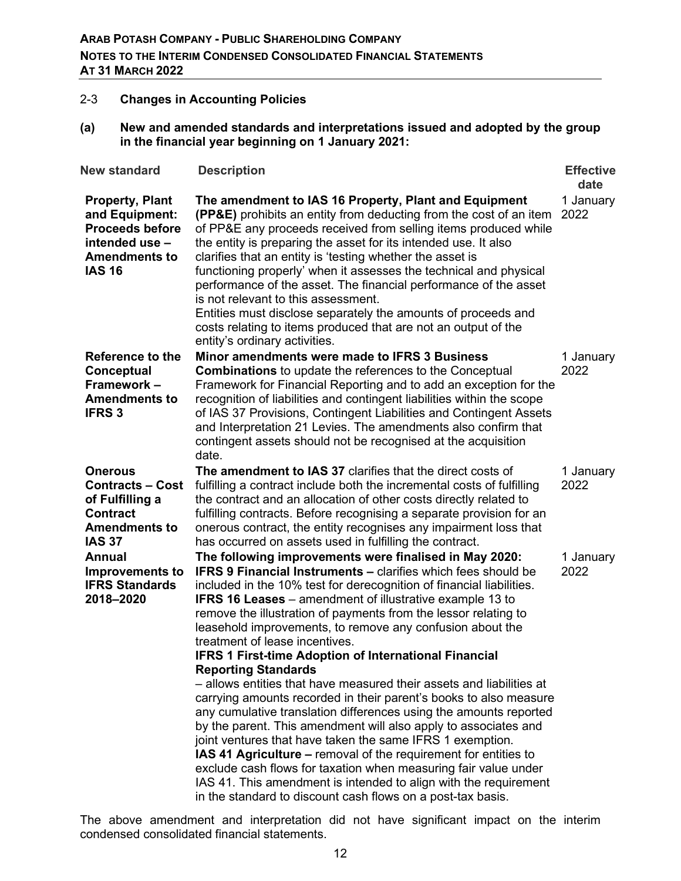### 2-3 Changes in Accounting Policies

**(a) New and amended standards and interpretations issued and adopted by the group in the financial year beginning on 1 January 2021:**

| New standard | Description | Effective date |
|---|---|---|
| **Property, Plant and Equipment: Proceeds before intended use – Amendments to IAS 16** | **The amendment to IAS 16 Property, Plant and Equipment (PP&E)** prohibits an entity from deducting from the cost of an item of PP&E any proceeds received from selling items produced while the entity is preparing the asset for its intended use. It also clarifies that an entity is 'testing whether the asset is functioning properly' when it assesses the technical and physical performance of the asset. The financial performance of the asset is not relevant to this assessment.<br>Entities must disclose separately the amounts of proceeds and costs relating to items produced that are not an output of the entity's ordinary activities. | 1 January 2022 |
| **Reference to the Conceptual Framework – Amendments to IFRS 3** | **Minor amendments were made to IFRS 3 Business Combinations** to update the references to the Conceptual Framework for Financial Reporting and to add an exception for the recognition of liabilities and contingent liabilities within the scope of IAS 37 Provisions, Contingent Liabilities and Contingent Assets and Interpretation 21 Levies. The amendments also confirm that contingent assets should not be recognised at the acquisition date. | 1 January 2022 |
| **Onerous Contracts – Cost of Fulfilling a Contract Amendments to IAS 37** | **The amendment to IAS 37** clarifies that the direct costs of fulfilling a contract include both the incremental costs of fulfilling the contract and an allocation of other costs directly related to fulfilling contracts. Before recognising a separate provision for an onerous contract, the entity recognises any impairment loss that has occurred on assets used in fulfilling the contract. | 1 January 2022 |
| **Annual Improvements to IFRS Standards 2018–2020** | **The following improvements were finalised in May 2020:**<br>**IFRS 9 Financial Instruments –** clarifies which fees should be included in the 10% test for derecognition of financial liabilities.<br>**IFRS 16 Leases** – amendment of illustrative example 13 to remove the illustration of payments from the lessor relating to leasehold improvements, to remove any confusion about the treatment of lease incentives.<br>**IFRS 1 First-time Adoption of International Financial Reporting Standards**<br>– allows entities that have measured their assets and liabilities at carrying amounts recorded in their parent's books to also measure any cumulative translation differences using the amounts reported by the parent. This amendment will also apply to associates and joint ventures that have taken the same IFRS 1 exemption.<br>**IAS 41 Agriculture –** removal of the requirement for entities to exclude cash flows for taxation when measuring fair value under IAS 41. This amendment is intended to align with the requirement in the standard to discount cash flows on a post-tax basis. | 1 January 2022 |

The above amendment and interpretation did not have significant impact on the interim condensed consolidated financial statements.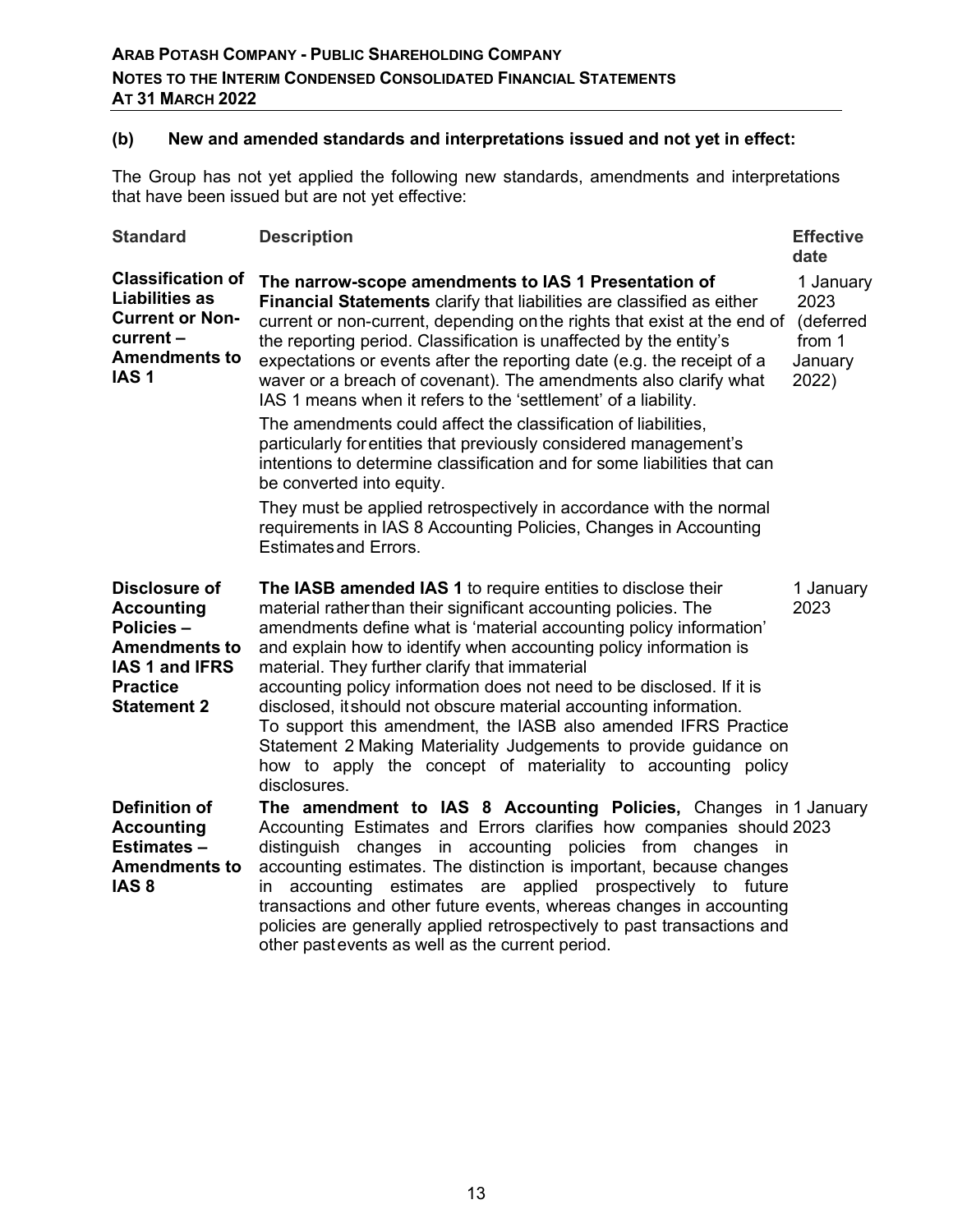### (b) New and amended standards and interpretations issued and not yet in effect:

The Group has not yet applied the following new standards, amendments and interpretations that have been issued but are not yet effective:

| Standard | Description | Effective date |
|---|---|---|
| **Classification of Liabilities as Current or Non-current – Amendments to IAS 1** | **The narrow-scope amendments to IAS 1 Presentation of Financial Statements** clarify that liabilities are classified as either current or non-current, depending on the rights that exist at the end of the reporting period. Classification is unaffected by the entity's expectations or events after the reporting date (e.g. the receipt of a waver or a breach of covenant). The amendments also clarify what IAS 1 means when it refers to the 'settlement' of a liability.<br><br>The amendments could affect the classification of liabilities, particularly for entities that previously considered management's intentions to determine classification and for some liabilities that can be converted into equity.<br><br>They must be applied retrospectively in accordance with the normal requirements in IAS 8 Accounting Policies, Changes in Accounting Estimates and Errors. | 1 January 2023 (deferred from 1 January 2022) |
| **Disclosure of Accounting Policies – Amendments to IAS 1 and IFRS Practice Statement 2** | **The IASB amended IAS 1** to require entities to disclose their material rather than their significant accounting policies. The amendments define what is 'material accounting policy information' and explain how to identify when accounting policy information is material. They further clarify that immaterial accounting policy information does not need to be disclosed. If it is disclosed, it should not obscure material accounting information. To support this amendment, the IASB also amended IFRS Practice Statement 2 Making Materiality Judgements to provide guidance on how to apply the concept of materiality to accounting policy disclosures. | 1 January 2023 |
| **Definition of Accounting Estimates – Amendments to IAS 8** | **The amendment to IAS 8 Accounting Policies,** Changes in Accounting Estimates and Errors clarifies how companies should distinguish changes in accounting policies from changes in accounting estimates. The distinction is important, because changes in accounting estimates are applied prospectively to future transactions and other future events, whereas changes in accounting policies are generally applied retrospectively to past transactions and other past events as well as the current period. | 1 January 2023 |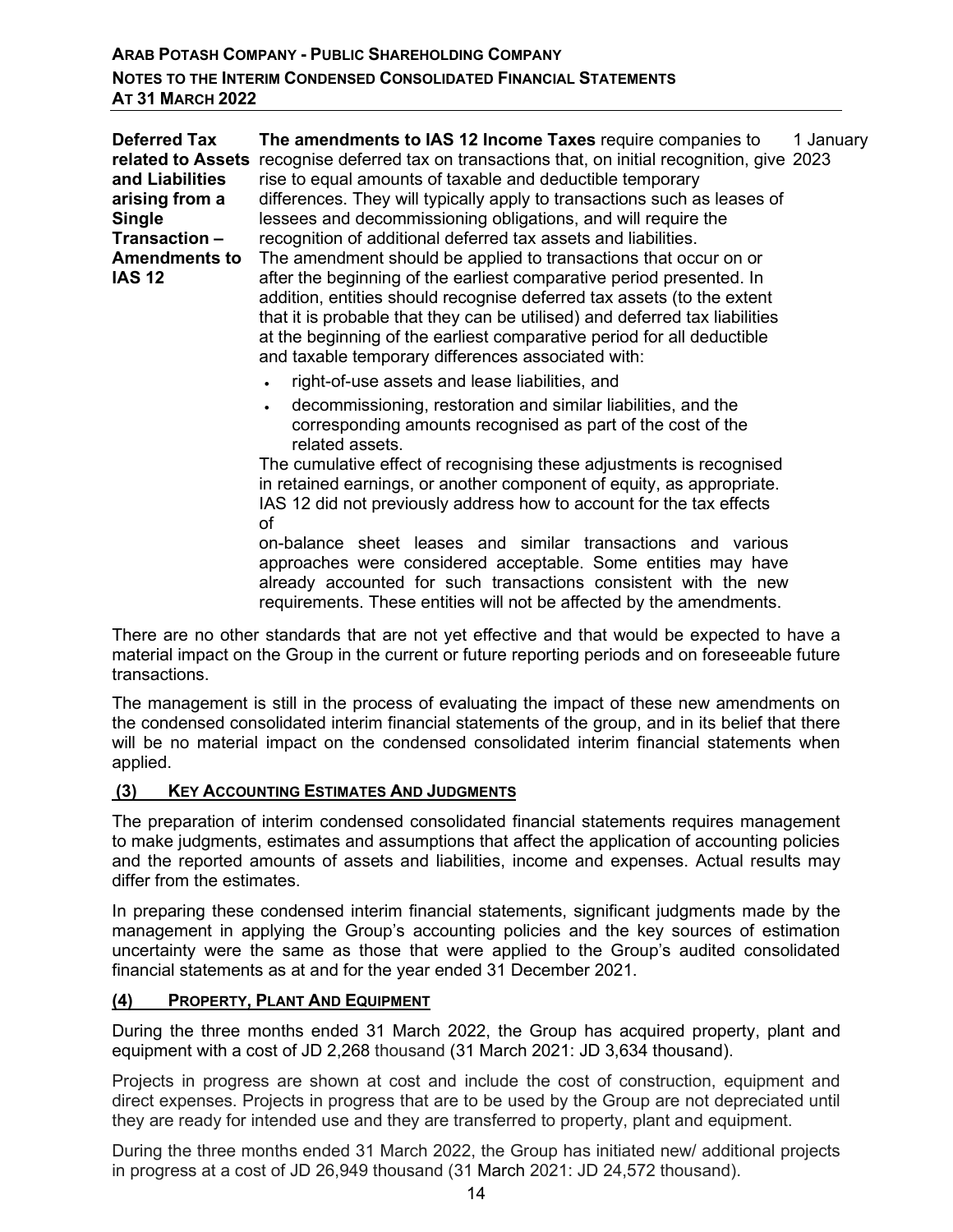| | | |
|---|---|---|
| **Deferred Tax related to Assets and Liabilities arising from a Single Transaction – Amendments to IAS 12** | **The amendments to IAS 12 Income Taxes** require companies to recognise deferred tax on transactions that, on initial recognition, give rise to equal amounts of taxable and deductible temporary differences. They will typically apply to transactions such as leases of lessees and decommissioning obligations, and will require the recognition of additional deferred tax assets and liabilities.<br>The amendment should be applied to transactions that occur on or after the beginning of the earliest comparative period presented. In addition, entities should recognise deferred tax assets (to the extent that it is probable that they can be utilised) and deferred tax liabilities at the beginning of the earliest comparative period for all deductible and taxable temporary differences associated with:<br>• right-of-use assets and lease liabilities, and<br>• decommissioning, restoration and similar liabilities, and the corresponding amounts recognised as part of the cost of the related assets.<br>The cumulative effect of recognising these adjustments is recognised in retained earnings, or another component of equity, as appropriate. IAS 12 did not previously address how to account for the tax effects of on-balance sheet leases and similar transactions and various approaches were considered acceptable. Some entities may have already accounted for such transactions consistent with the new requirements. These entities will not be affected by the amendments. | 1 January 2023 |

There are no other standards that are not yet effective and that would be expected to have a material impact on the Group in the current or future reporting periods and on foreseeable future transactions.

The management is still in the process of evaluating the impact of these new amendments on the condensed consolidated interim financial statements of the group, and in its belief that there will be no material impact on the condensed consolidated interim financial statements when applied.

## (3) Key Accounting Estimates And Judgments

The preparation of interim condensed consolidated financial statements requires management to make judgments, estimates and assumptions that affect the application of accounting policies and the reported amounts of assets and liabilities, income and expenses. Actual results may differ from the estimates.

In preparing these condensed interim financial statements, significant judgments made by the management in applying the Group's accounting policies and the key sources of estimation uncertainty were the same as those that were applied to the Group's audited consolidated financial statements as at and for the year ended 31 December 2021.

## (4) Property, Plant And Equipment

During the three months ended 31 March 2022, the Group has acquired property, plant and equipment with a cost of JD 2,268 thousand (31 March 2021: JD 3,634 thousand).

Projects in progress are shown at cost and include the cost of construction, equipment and direct expenses. Projects in progress that are to be used by the Group are not depreciated until they are ready for intended use and they are transferred to property, plant and equipment.

During the three months ended 31 March 2022, the Group has initiated new/ additional projects in progress at a cost of JD 26,949 thousand (31 March 2021: JD 24,572 thousand).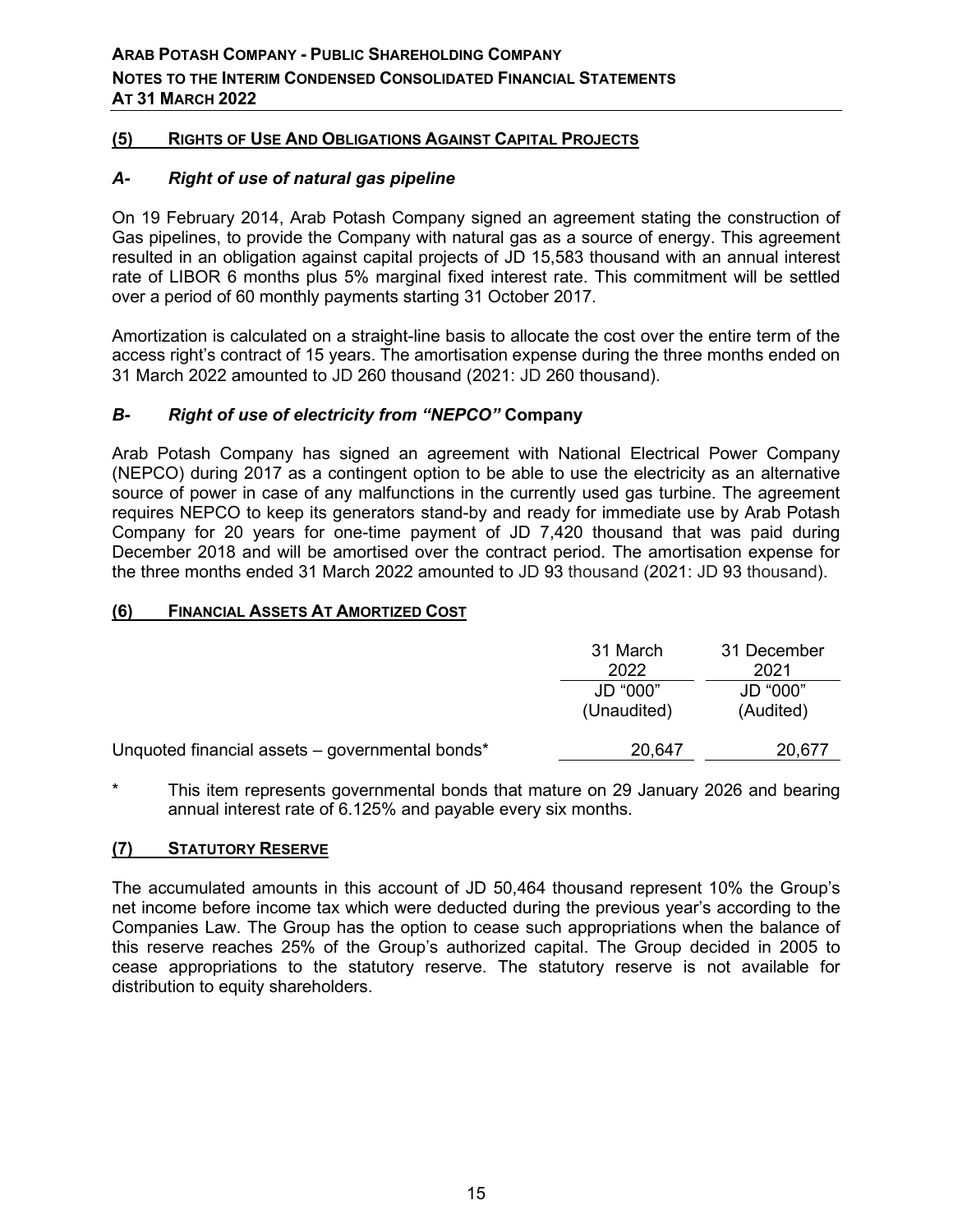## (5) Rights of Use And Obligations Against Capital Projects

### *A- Right of use of natural gas pipeline*

On 19 February 2014, Arab Potash Company signed an agreement stating the construction of Gas pipelines, to provide the Company with natural gas as a source of energy. This agreement resulted in an obligation against capital projects of JD 15,583 thousand with an annual interest rate of LIBOR 6 months plus 5% marginal fixed interest rate. This commitment will be settled over a period of 60 monthly payments starting 31 October 2017.

Amortization is calculated on a straight-line basis to allocate the cost over the entire term of the access right's contract of 15 years. The amortisation expense during the three months ended on 31 March 2022 amounted to JD 260 thousand (2021: JD 260 thousand).

### *B- Right of use of electricity from "NEPCO"* Company

Arab Potash Company has signed an agreement with National Electrical Power Company (NEPCO) during 2017 as a contingent option to be able to use the electricity as an alternative source of power in case of any malfunctions in the currently used gas turbine. The agreement requires NEPCO to keep its generators stand-by and ready for immediate use by Arab Potash Company for 20 years for one-time payment of JD 7,420 thousand that was paid during December 2018 and will be amortised over the contract period. The amortisation expense for the three months ended 31 March 2022 amounted to JD 93 thousand (2021: JD 93 thousand).

## (6) Financial Assets At Amortized Cost

| | 31 March 2022 | 31 December 2021 |
|---|---|---|
| | JD "000" (Unaudited) | JD "000" (Audited) |
| Unquoted financial assets – governmental bonds* | 20,647 | 20,677 |

\* This item represents governmental bonds that mature on 29 January 2026 and bearing annual interest rate of 6.125% and payable every six months.

## (7) Statutory Reserve

The accumulated amounts in this account of JD 50,464 thousand represent 10% the Group's net income before income tax which were deducted during the previous year's according to the Companies Law. The Group has the option to cease such appropriations when the balance of this reserve reaches 25% of the Group's authorized capital. The Group decided in 2005 to cease appropriations to the statutory reserve. The statutory reserve is not available for distribution to equity shareholders.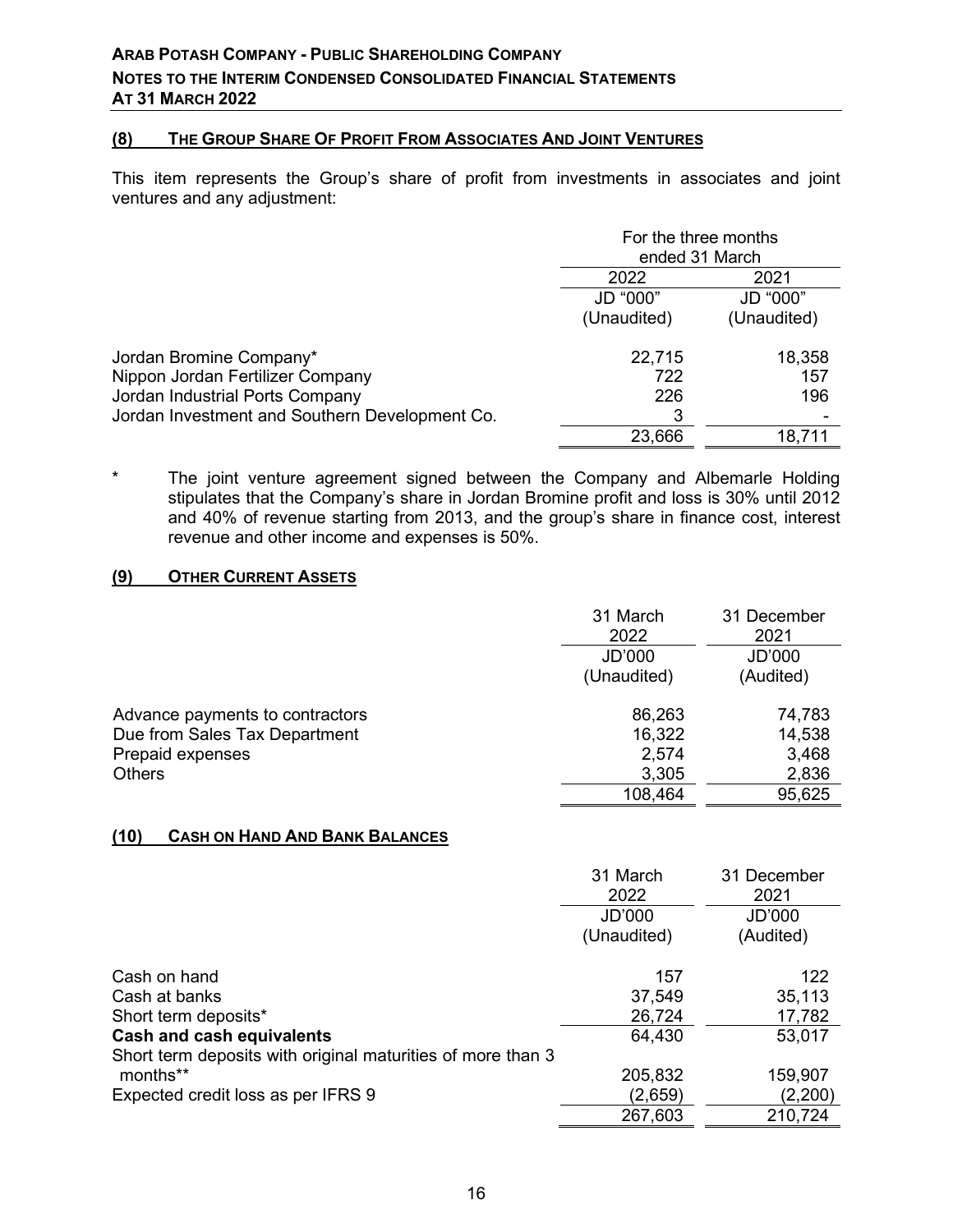## (8) THE GROUP SHARE OF PROFIT FROM ASSOCIATES AND JOINT VENTURES

This item represents the Group's share of profit from investments in associates and joint ventures and any adjustment:

| | For the three months ended 31 March | |
|---|---|---|
| | 2022 | 2021 |
| | JD "000" (Unaudited) | JD "000" (Unaudited) |
| Jordan Bromine Company* | 22,715 | 18,358 |
| Nippon Jordan Fertilizer Company | 722 | 157 |
| Jordan Industrial Ports Company | 226 | 196 |
| Jordan Investment and Southern Development Co. | 3 | - |
| | 23,666 | 18,711 |

\* The joint venture agreement signed between the Company and Albemarle Holding stipulates that the Company's share in Jordan Bromine profit and loss is 30% until 2012 and 40% of revenue starting from 2013, and the group's share in finance cost, interest revenue and other income and expenses is 50%.

## (9) OTHER CURRENT ASSETS

| | 31 March 2022 | 31 December 2021 |
|---|---|---|
| | JD'000 (Unaudited) | JD'000 (Audited) |
| Advance payments to contractors | 86,263 | 74,783 |
| Due from Sales Tax Department | 16,322 | 14,538 |
| Prepaid expenses | 2,574 | 3,468 |
| Others | 3,305 | 2,836 |
| | 108,464 | 95,625 |

## (10) CASH ON HAND AND BANK BALANCES

| | 31 March 2022 | 31 December 2021 |
|---|---|---|
| | JD'000 (Unaudited) | JD'000 (Audited) |
| Cash on hand | 157 | 122 |
| Cash at banks | 37,549 | 35,113 |
| Short term deposits* | 26,724 | 17,782 |
| **Cash and cash equivalents** | 64,430 | 53,017 |
| Short term deposits with original maturities of more than 3 months** | 205,832 | 159,907 |
| Expected credit loss as per IFRS 9 | (2,659) | (2,200) |
| | 267,603 | 210,724 |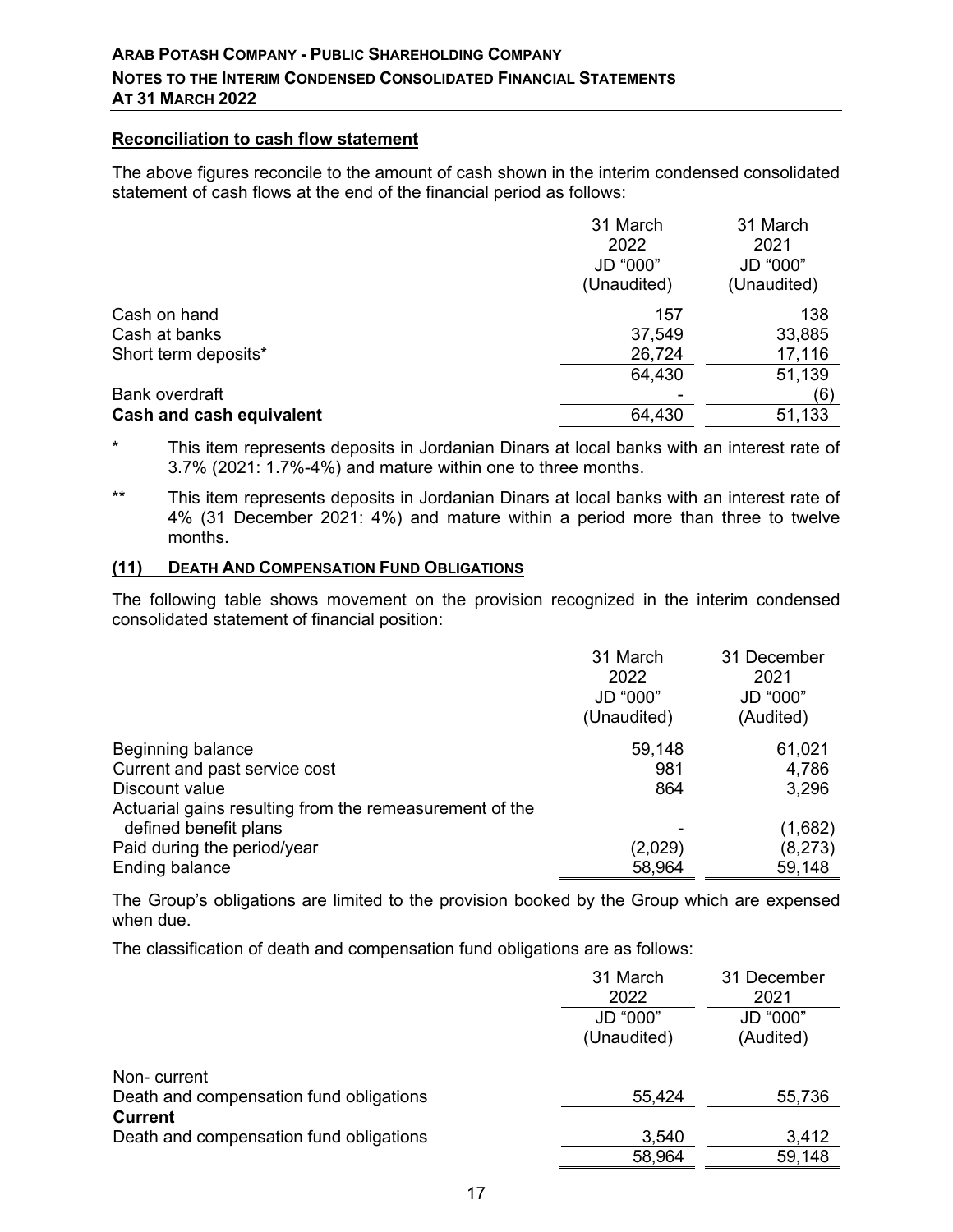#### Reconciliation to cash flow statement

The above figures reconcile to the amount of cash shown in the interim condensed consolidated statement of cash flows at the end of the financial period as follows:

| | 31 March 2022 | 31 March 2021 |
|---|---|---|
| | JD "000" (Unaudited) | JD "000" (Unaudited) |
| Cash on hand | 157 | 138 |
| Cash at banks | 37,549 | 33,885 |
| Short term deposits* | 26,724 | 17,116 |
| | 64,430 | 51,139 |
| Bank overdraft | - | (6) |
| **Cash and cash equivalent** | 64,430 | 51,133 |

\* This item represents deposits in Jordanian Dinars at local banks with an interest rate of 3.7% (2021: 1.7%-4%) and mature within one to three months.

\*\* This item represents deposits in Jordanian Dinars at local banks with an interest rate of 4% (31 December 2021: 4%) and mature within a period more than three to twelve months.

## (11) Death And Compensation Fund Obligations

The following table shows movement on the provision recognized in the interim condensed consolidated statement of financial position:

| | 31 March 2022 | 31 December 2021 |
|---|---|---|
| | JD "000" (Unaudited) | JD "000" (Audited) |
| Beginning balance | 59,148 | 61,021 |
| Current and past service cost | 981 | 4,786 |
| Discount value | 864 | 3,296 |
| Actuarial gains resulting from the remeasurement of the defined benefit plans | - | (1,682) |
| Paid during the period/year | (2,029) | (8,273) |
| Ending balance | 58,964 | 59,148 |

The Group's obligations are limited to the provision booked by the Group which are expensed when due.

The classification of death and compensation fund obligations are as follows:

| | 31 March 2022 | 31 December 2021 |
|---|---|---|
| | JD "000" (Unaudited) | JD "000" (Audited) |
| Non- current | | |
| Death and compensation fund obligations | 55,424 | 55,736 |
| **Current** | | |
| Death and compensation fund obligations | 3,540 | 3,412 |
| | 58,964 | 59,148 |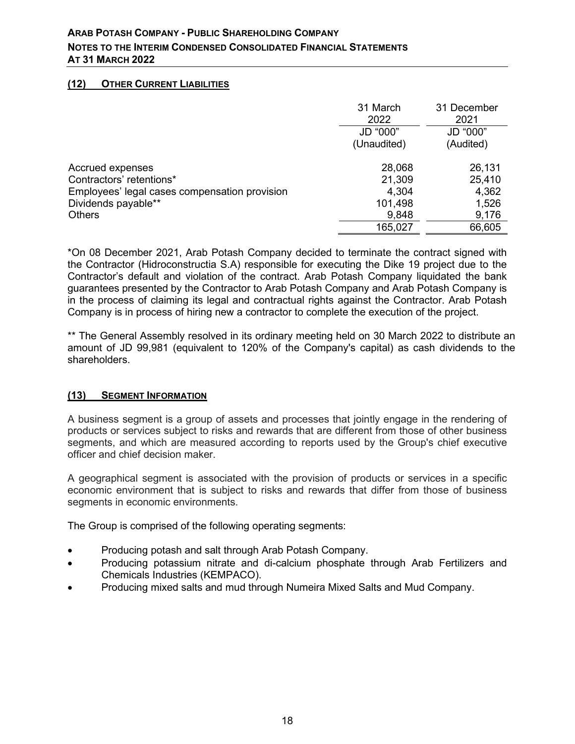## (12) OTHER CURRENT LIABILITIES

| | 31 March 2022 | 31 December 2021 |
|---|---|---|
| | JD "000" (Unaudited) | JD "000" (Audited) |
| Accrued expenses | 28,068 | 26,131 |
| Contractors' retentions* | 21,309 | 25,410 |
| Employees' legal cases compensation provision | 4,304 | 4,362 |
| Dividends payable** | 101,498 | 1,526 |
| Others | 9,848 | 9,176 |
| | 165,027 | 66,605 |

*On 08 December 2021, Arab Potash Company decided to terminate the contract signed with the Contractor (Hidroconstructia S.A) responsible for executing the Dike 19 project due to the Contractor's default and violation of the contract. Arab Potash Company liquidated the bank guarantees presented by the Contractor to Arab Potash Company and Arab Potash Company is in the process of claiming its legal and contractual rights against the Contractor. Arab Potash Company is in process of hiring new a contractor to complete the execution of the project.

** The General Assembly resolved in its ordinary meeting held on 30 March 2022 to distribute an amount of JD 99,981 (equivalent to 120% of the Company's capital) as cash dividends to the shareholders.

## (13) SEGMENT INFORMATION

A business segment is a group of assets and processes that jointly engage in the rendering of products or services subject to risks and rewards that are different from those of other business segments, and which are measured according to reports used by the Group's chief executive officer and chief decision maker.

A geographical segment is associated with the provision of products or services in a specific economic environment that is subject to risks and rewards that differ from those of business segments in economic environments.

The Group is comprised of the following operating segments:

- Producing potash and salt through Arab Potash Company.
- Producing potassium nitrate and di-calcium phosphate through Arab Fertilizers and Chemicals Industries (KEMPACO).
- Producing mixed salts and mud through Numeira Mixed Salts and Mud Company.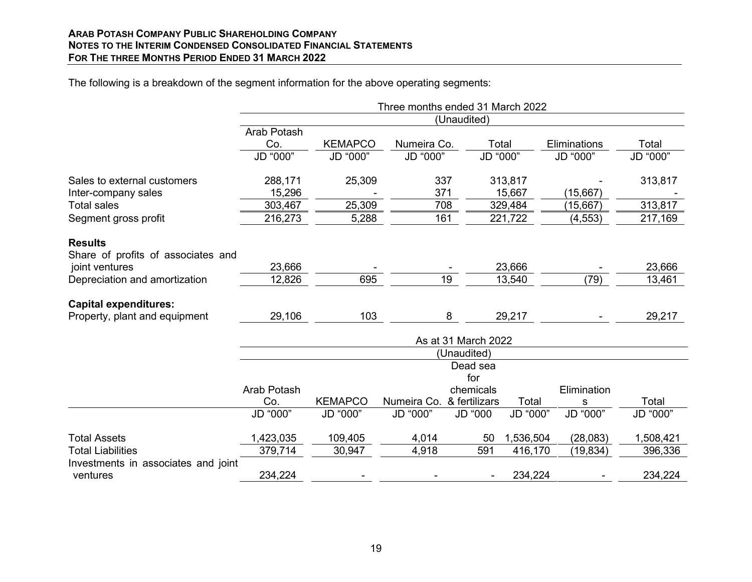The following is a breakdown of the segment information for the above operating segments:

| | Three months ended 31 March 2022 | | | | | |
|---|---|---|---|---|---|---|
| | (Unaudited) | | | | | |
| | Arab Potash Co. | KEMAPCO | Numeira Co. | Total | Eliminations | Total |
| | JD "000" | JD "000" | JD "000" | JD "000" | JD "000" | JD "000" |
| Sales to external customers | 288,171 | 25,309 | 337 | 313,817 | - | 313,817 |
| Inter-company sales | 15,296 | - | 371 | 15,667 | (15,667) | - |
| Total sales | 303,467 | 25,309 | 708 | 329,484 | (15,667) | 313,817 |
| Segment gross profit | 216,273 | 5,288 | 161 | 221,722 | (4,553) | 217,169 |
| **Results** | | | | | | |
| Share of profits of associates and joint ventures | 23,666 | - | - | 23,666 | - | 23,666 |
| Depreciation and amortization | 12,826 | 695 | 19 | 13,540 | (79) | 13,461 |
| **Capital expenditures:** | | | | | | |
| Property, plant and equipment | 29,106 | 103 | 8 | 29,217 | - | 29,217 |

| | As at 31 March 2022 | | | | | | |
|---|---|---|---|---|---|---|---|
| | (Unaudited) | | | | | | |
| | Arab Potash Co. | KEMAPCO | Numeira Co. | Dead sea for chemicals & fertilizars | Total | Eliminations | Total |
| | JD "000" | JD "000" | JD "000" | JD "000 | JD "000" | JD "000" | JD "000" |
| Total Assets | 1,423,035 | 109,405 | 4,014 | 50 | 1,536,504 | (28,083) | 1,508,421 |
| Total Liabilities | 379,714 | 30,947 | 4,918 | 591 | 416,170 | (19,834) | 396,336 |
| Investments in associates and joint ventures | 234,224 | - | - | - | 234,224 | - | 234,224 |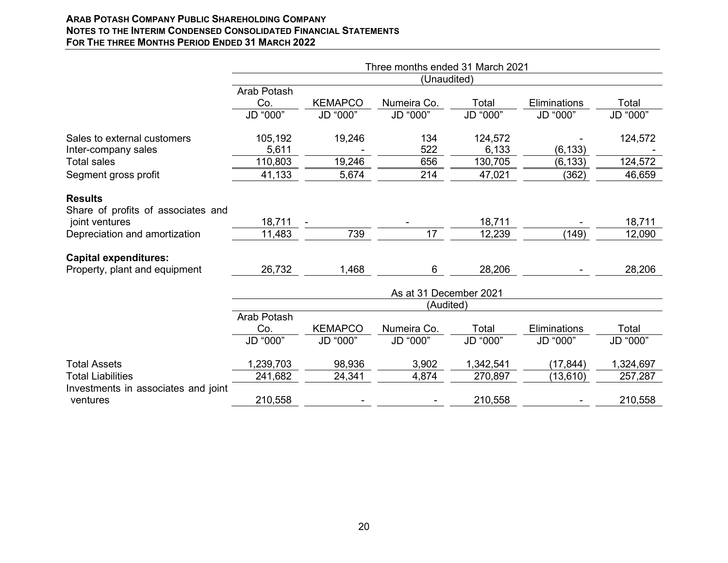| | Three months ended 31 March 2021 (Unaudited) | | | | | |
|---|---|---|---|---|---|---|
| | Arab Potash Co. | KEMAPCO | Numeira Co. | Total | Eliminations | Total |
| | JD "000" | JD "000" | JD "000" | JD "000" | JD "000" | JD "000" |
| Sales to external customers | 105,192 | 19,246 | 134 | 124,572 | - | 124,572 |
| Inter-company sales | 5,611 | - | 522 | 6,133 | (6,133) | - |
| Total sales | 110,803 | 19,246 | 656 | 130,705 | (6,133) | 124,572 |
| Segment gross profit | 41,133 | 5,674 | 214 | 47,021 | (362) | 46,659 |
| **Results** | | | | | | |
| Share of profits of associates and joint ventures | 18,711 | - | - | 18,711 | - | 18,711 |
| Depreciation and amortization | 11,483 | 739 | 17 | 12,239 | (149) | 12,090 |
| **Capital expenditures:** | | | | | | |
| Property, plant and equipment | 26,732 | 1,468 | 6 | 28,206 | - | 28,206 |

| | As at 31 December 2021 (Audited) | | | | | |
|---|---|---|---|---|---|---|
| | Arab Potash Co. | KEMAPCO | Numeira Co. | Total | Eliminations | Total |
| | JD "000" | JD "000" | JD "000" | JD "000" | JD "000" | JD "000" |
| Total Assets | 1,239,703 | 98,936 | 3,902 | 1,342,541 | (17,844) | 1,324,697 |
| Total Liabilities | 241,682 | 24,341 | 4,874 | 270,897 | (13,610) | 257,287 |
| Investments in associates and joint ventures | 210,558 | - | - | 210,558 | - | 210,558 |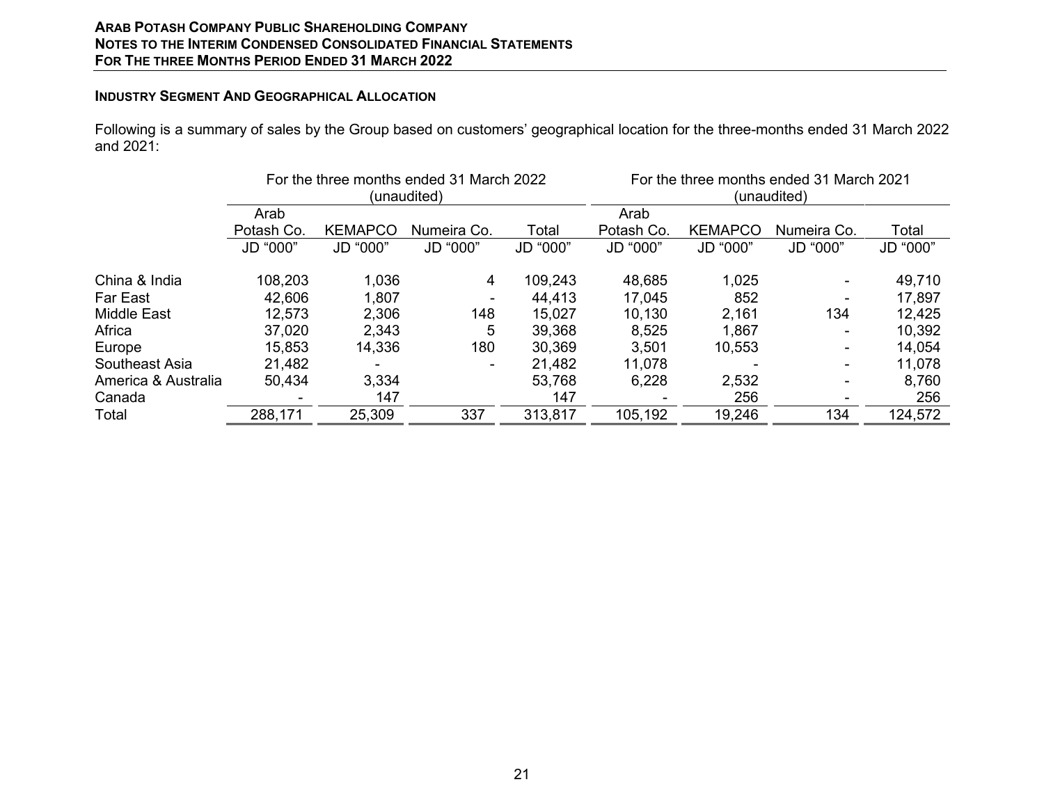### Industry Segment And Geographical Allocation

Following is a summary of sales by the Group based on customers' geographical location for the three-months ended 31 March 2022 and 2021:

| | For the three months ended 31 March 2022 (unaudited) | | | | For the three months ended 31 March 2021 (unaudited) | | | |
|---|---|---|---|---|---|---|---|---|
| | Arab Potash Co. | KEMAPCO | Numeira Co. | Total | Arab Potash Co. | KEMAPCO | Numeira Co. | Total |
| | JD "000" | JD "000" | JD "000" | JD "000" | JD "000" | JD "000" | JD "000" | JD "000" |
| China & India | 108,203 | 1,036 | 4 | 109,243 | 48,685 | 1,025 | - | 49,710 |
| Far East | 42,606 | 1,807 | - | 44,413 | 17,045 | 852 | - | 17,897 |
| Middle East | 12,573 | 2,306 | 148 | 15,027 | 10,130 | 2,161 | 134 | 12,425 |
| Africa | 37,020 | 2,343 | 5 | 39,368 | 8,525 | 1,867 | - | 10,392 |
| Europe | 15,853 | 14,336 | 180 | 30,369 | 3,501 | 10,553 | - | 14,054 |
| Southeast Asia | 21,482 | - | - | 21,482 | 11,078 | - | - | 11,078 |
| America & Australia | 50,434 | 3,334 | | 53,768 | 6,228 | 2,532 | - | 8,760 |
| Canada | - | 147 | | 147 | - | 256 | - | 256 |
| Total | 288,171 | 25,309 | 337 | 313,817 | 105,192 | 19,246 | 134 | 124,572 |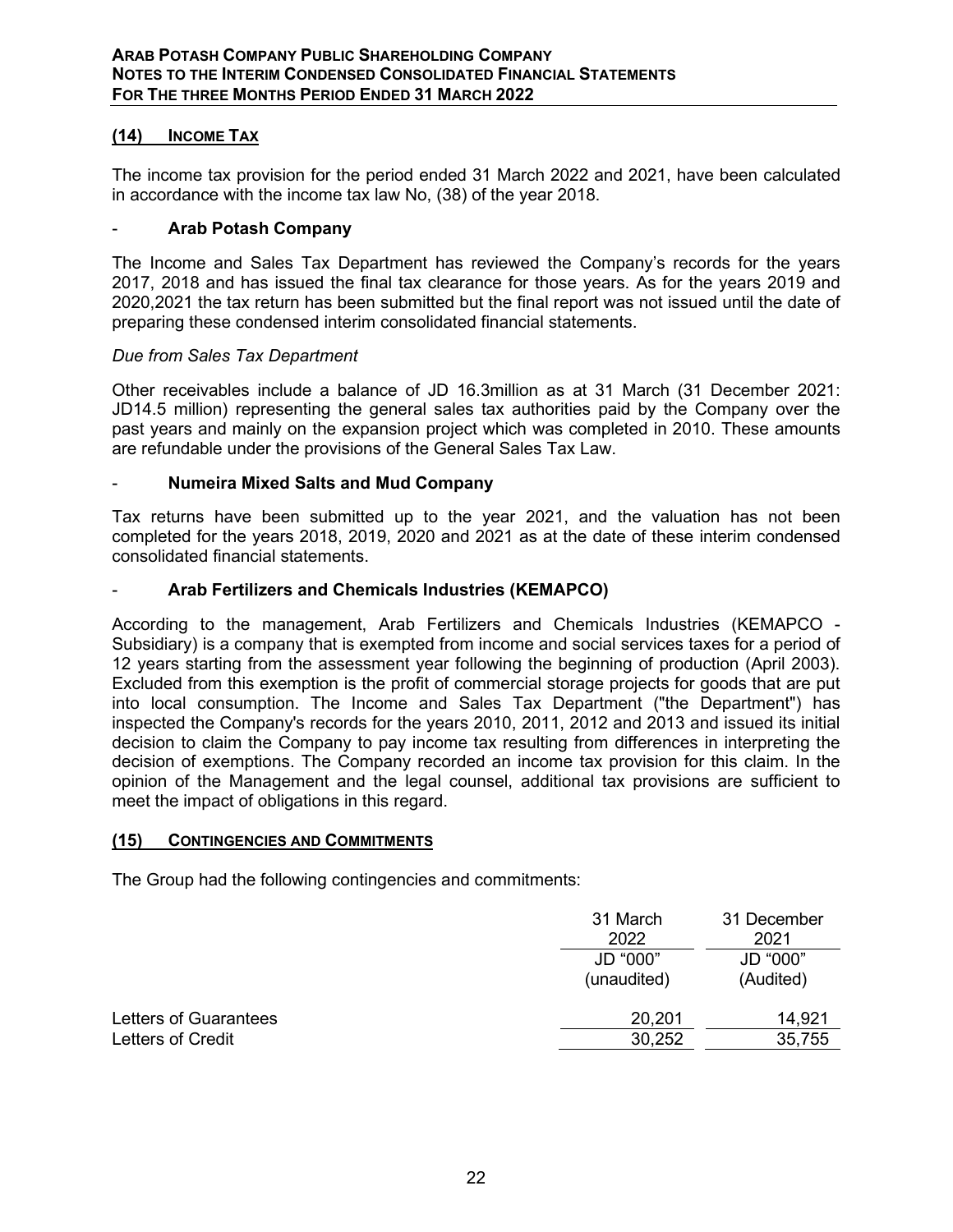## (14) INCOME TAX

The income tax provision for the period ended 31 March 2022 and 2021, have been calculated in accordance with the income tax law No, (38) of the year 2018.

- **Arab Potash Company**

The Income and Sales Tax Department has reviewed the Company's records for the years 2017, 2018 and has issued the final tax clearance for those years. As for the years 2019 and 2020,2021 the tax return has been submitted but the final report was not issued until the date of preparing these condensed interim consolidated financial statements.

*Due from Sales Tax Department*

Other receivables include a balance of JD 16.3million as at 31 March (31 December 2021: JD14.5 million) representing the general sales tax authorities paid by the Company over the past years and mainly on the expansion project which was completed in 2010. These amounts are refundable under the provisions of the General Sales Tax Law.

- **Numeira Mixed Salts and Mud Company**

Tax returns have been submitted up to the year 2021, and the valuation has not been completed for the years 2018, 2019, 2020 and 2021 as at the date of these interim condensed consolidated financial statements.

- **Arab Fertilizers and Chemicals Industries (KEMAPCO)**

According to the management, Arab Fertilizers and Chemicals Industries (KEMAPCO - Subsidiary) is a company that is exempted from income and social services taxes for a period of 12 years starting from the assessment year following the beginning of production (April 2003). Excluded from this exemption is the profit of commercial storage projects for goods that are put into local consumption. The Income and Sales Tax Department ("the Department") has inspected the Company's records for the years 2010, 2011, 2012 and 2013 and issued its initial decision to claim the Company to pay income tax resulting from differences in interpreting the decision of exemptions. The Company recorded an income tax provision for this claim. In the opinion of the Management and the legal counsel, additional tax provisions are sufficient to meet the impact of obligations in this regard.

## (15) CONTINGENCIES AND COMMITMENTS

The Group had the following contingencies and commitments:

| | 31 March 2022 | 31 December 2021 |
|---|---|---|
| | JD "000" (unaudited) | JD "000" (Audited) |
| Letters of Guarantees | 20,201 | 14,921 |
| Letters of Credit | 30,252 | 35,755 |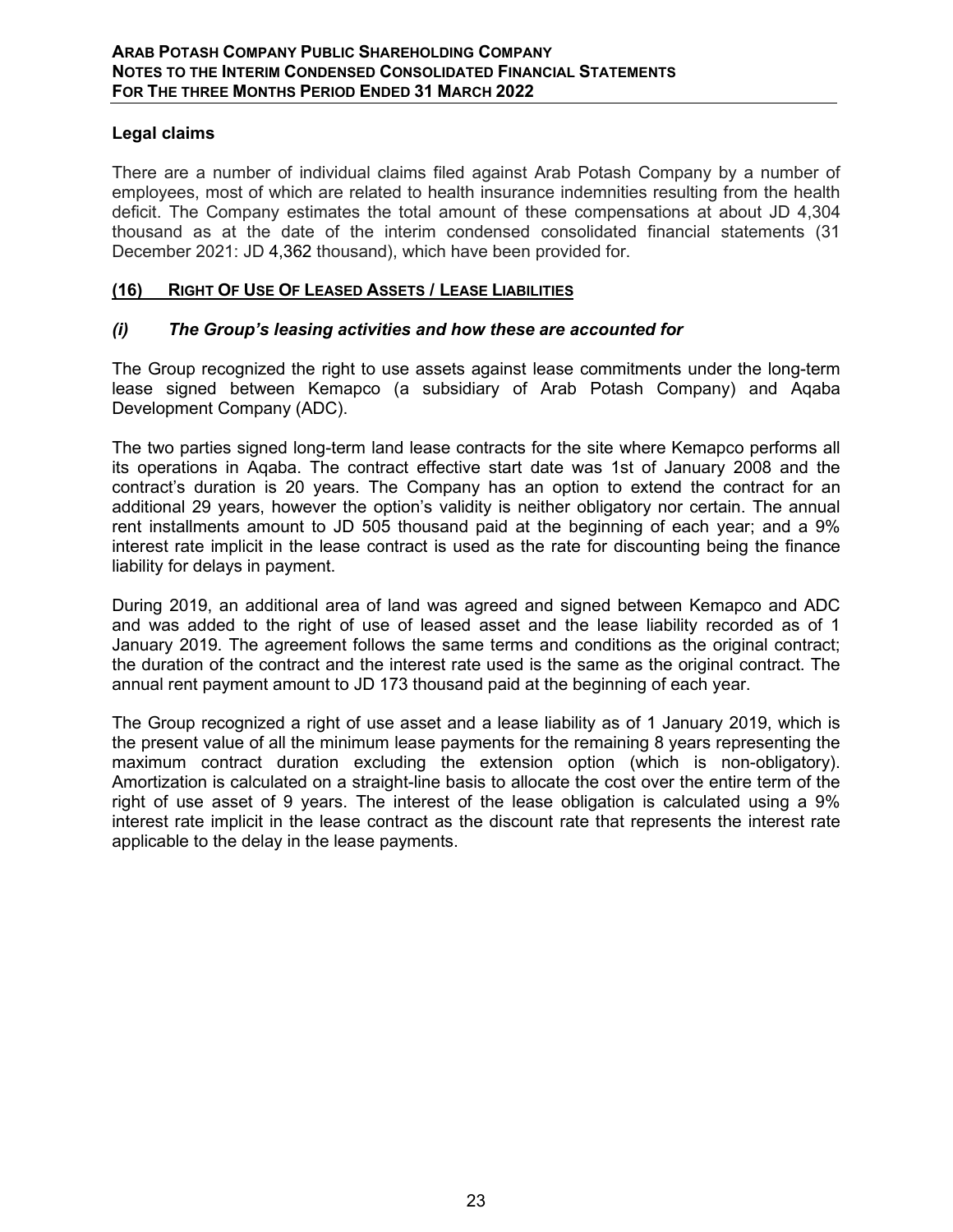### Legal claims

There are a number of individual claims filed against Arab Potash Company by a number of employees, most of which are related to health insurance indemnities resulting from the health deficit. The Company estimates the total amount of these compensations at about JD 4,304 thousand as at the date of the interim condensed consolidated financial statements (31 December 2021: JD 4,362 thousand), which have been provided for.

## (16) Right Of Use Of Leased Assets / Lease Liabilities

### *(i) The Group's leasing activities and how these are accounted for*

The Group recognized the right to use assets against lease commitments under the long-term lease signed between Kemapco (a subsidiary of Arab Potash Company) and Aqaba Development Company (ADC).

The two parties signed long-term land lease contracts for the site where Kemapco performs all its operations in Aqaba. The contract effective start date was 1st of January 2008 and the contract's duration is 20 years. The Company has an option to extend the contract for an additional 29 years, however the option's validity is neither obligatory nor certain. The annual rent installments amount to JD 505 thousand paid at the beginning of each year; and a 9% interest rate implicit in the lease contract is used as the rate for discounting being the finance liability for delays in payment.

During 2019, an additional area of land was agreed and signed between Kemapco and ADC and was added to the right of use of leased asset and the lease liability recorded as of 1 January 2019. The agreement follows the same terms and conditions as the original contract; the duration of the contract and the interest rate used is the same as the original contract. The annual rent payment amount to JD 173 thousand paid at the beginning of each year.

The Group recognized a right of use asset and a lease liability as of 1 January 2019, which is the present value of all the minimum lease payments for the remaining 8 years representing the maximum contract duration excluding the extension option (which is non-obligatory). Amortization is calculated on a straight-line basis to allocate the cost over the entire term of the right of use asset of 9 years. The interest of the lease obligation is calculated using a 9% interest rate implicit in the lease contract as the discount rate that represents the interest rate applicable to the delay in the lease payments.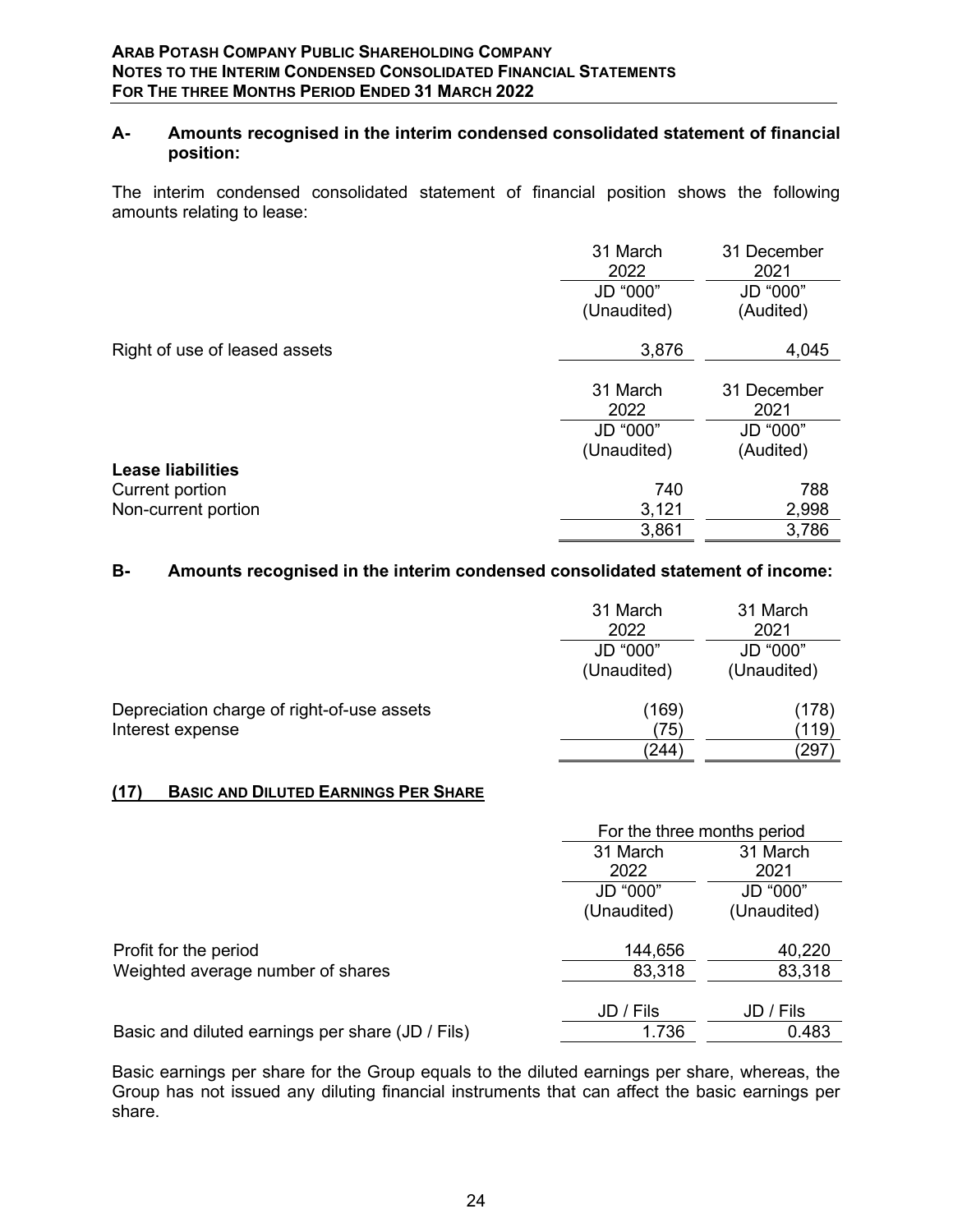**A- Amounts recognised in the interim condensed consolidated statement of financial position:**

The interim condensed consolidated statement of financial position shows the following amounts relating to lease:

| | 31 March 2022 | 31 December 2021 |
|---|---|---|
| | JD "000" (Unaudited) | JD "000" (Audited) |
| Right of use of leased assets | 3,876 | 4,045 |

| | 31 March 2022 | 31 December 2021 |
|---|---|---|
| | JD "000" (Unaudited) | JD "000" (Audited) |
| **Lease liabilities** | | |
| Current portion | 740 | 788 |
| Non-current portion | 3,121 | 2,998 |
| | 3,861 | 3,786 |

**B- Amounts recognised in the interim condensed consolidated statement of income:**

| | 31 March 2022 | 31 March 2021 |
|---|---|---|
| | JD "000" (Unaudited) | JD "000" (Unaudited) |
| Depreciation charge of right-of-use assets | (169) | (178) |
| Interest expense | (75) | (119) |
| | (244) | (297) |

## (17) Basic and Diluted Earnings Per Share

| | For the three months period | |
|---|---|---|
| | 31 March 2022 | 31 March 2021 |
| | JD "000" (Unaudited) | JD "000" (Unaudited) |
| Profit for the period | 144,656 | 40,220 |
| Weighted average number of shares | 83,318 | 83,318 |
| | JD / Fils | JD / Fils |
| Basic and diluted earnings per share (JD / Fils) | 1.736 | 0.483 |

Basic earnings per share for the Group equals to the diluted earnings per share, whereas, the Group has not issued any diluting financial instruments that can affect the basic earnings per share.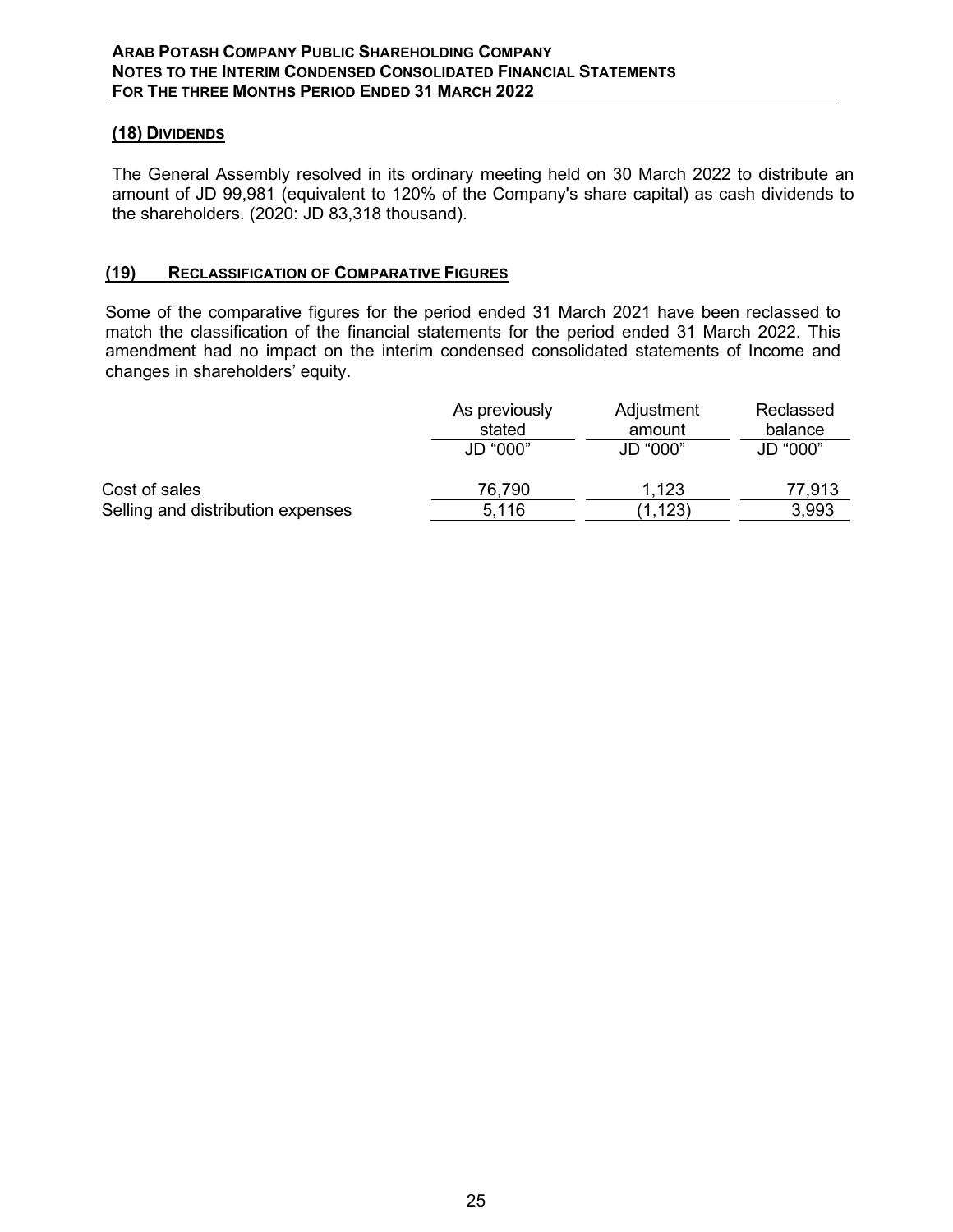## (18) DIVIDENDS

The General Assembly resolved in its ordinary meeting held on 30 March 2022 to distribute an amount of JD 99,981 (equivalent to 120% of the Company's share capital) as cash dividends to the shareholders. (2020: JD 83,318 thousand).

## (19) RECLASSIFICATION OF COMPARATIVE FIGURES

Some of the comparative figures for the period ended 31 March 2021 have been reclassed to match the classification of the financial statements for the period ended 31 March 2022. This amendment had no impact on the interim condensed consolidated statements of Income and changes in shareholders' equity.

| | As previously stated | Adjustment amount | Reclassed balance |
|---|---|---|---|
| | JD "000" | JD "000" | JD "000" |
| Cost of sales | 76,790 | 1,123 | 77,913 |
| Selling and distribution expenses | 5,116 | (1,123) | 3,993 |